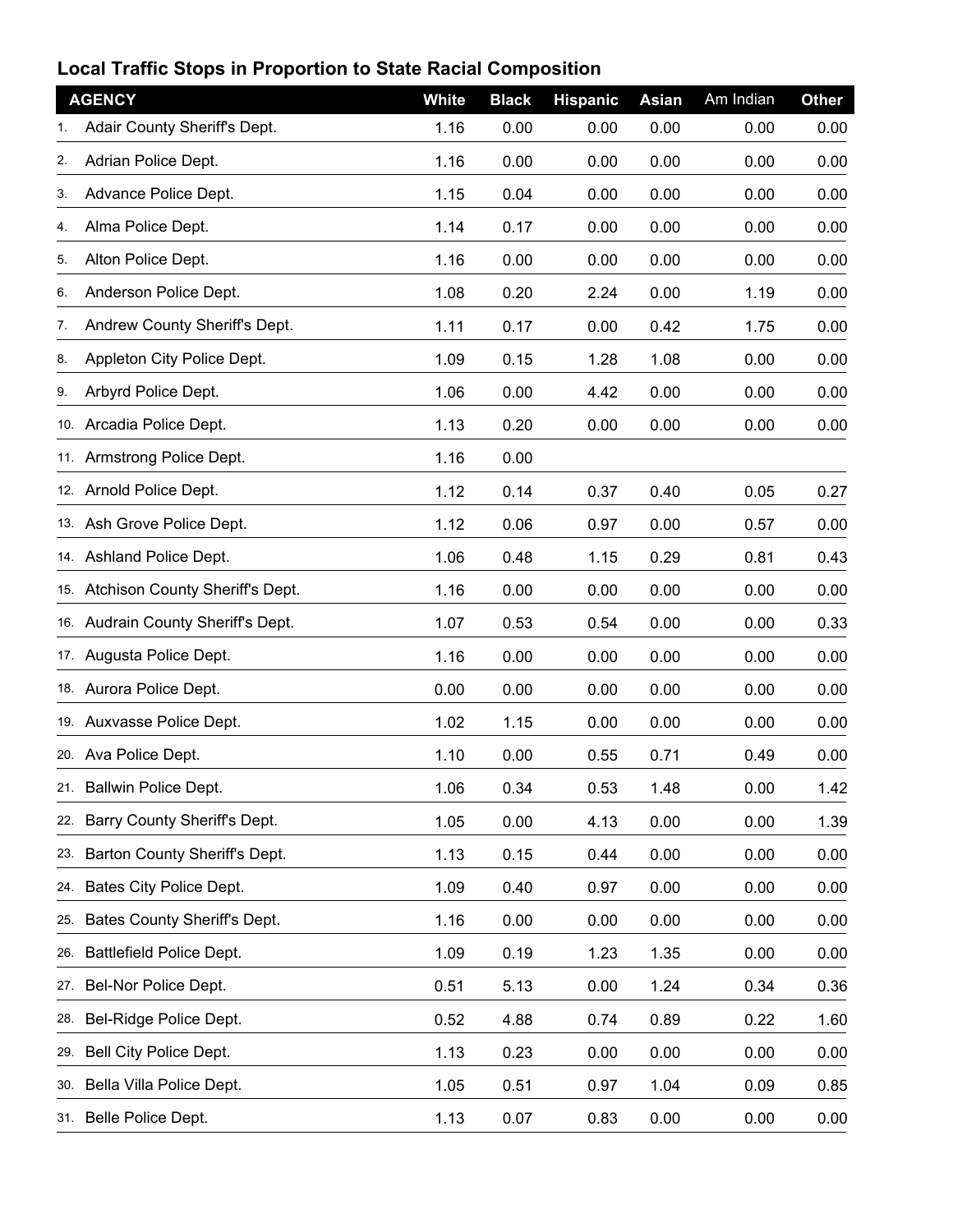## Local Traffic Stops in Proportion to State Racial Composition

| | AGENCY | White | Black | Hispanic | Asian | Am Indian | Other |
|---|---|---|---|---|---|---|---|
| 1. | Adair County Sheriff's Dept. | 1.16 | 0.00 | 0.00 | 0.00 | 0.00 | 0.00 |
| 2. | Adrian Police Dept. | 1.16 | 0.00 | 0.00 | 0.00 | 0.00 | 0.00 |
| 3. | Advance Police Dept. | 1.15 | 0.04 | 0.00 | 0.00 | 0.00 | 0.00 |
| 4. | Alma Police Dept. | 1.14 | 0.17 | 0.00 | 0.00 | 0.00 | 0.00 |
| 5. | Alton Police Dept. | 1.16 | 0.00 | 0.00 | 0.00 | 0.00 | 0.00 |
| 6. | Anderson Police Dept. | 1.08 | 0.20 | 2.24 | 0.00 | 1.19 | 0.00 |
| 7. | Andrew County Sheriff's Dept. | 1.11 | 0.17 | 0.00 | 0.42 | 1.75 | 0.00 |
| 8. | Appleton City Police Dept. | 1.09 | 0.15 | 1.28 | 1.08 | 0.00 | 0.00 |
| 9. | Arbyrd Police Dept. | 1.06 | 0.00 | 4.42 | 0.00 | 0.00 | 0.00 |
| 10. | Arcadia Police Dept. | 1.13 | 0.20 | 0.00 | 0.00 | 0.00 | 0.00 |
| 11. | Armstrong Police Dept. | 1.16 | 0.00 | | | | |
| 12. | Arnold Police Dept. | 1.12 | 0.14 | 0.37 | 0.40 | 0.05 | 0.27 |
| 13. | Ash Grove Police Dept. | 1.12 | 0.06 | 0.97 | 0.00 | 0.57 | 0.00 |
| 14. | Ashland Police Dept. | 1.06 | 0.48 | 1.15 | 0.29 | 0.81 | 0.43 |
| 15. | Atchison County Sheriff's Dept. | 1.16 | 0.00 | 0.00 | 0.00 | 0.00 | 0.00 |
| 16. | Audrain County Sheriff's Dept. | 1.07 | 0.53 | 0.54 | 0.00 | 0.00 | 0.33 |
| 17. | Augusta Police Dept. | 1.16 | 0.00 | 0.00 | 0.00 | 0.00 | 0.00 |
| 18. | Aurora Police Dept. | 0.00 | 0.00 | 0.00 | 0.00 | 0.00 | 0.00 |
| 19. | Auxvasse Police Dept. | 1.02 | 1.15 | 0.00 | 0.00 | 0.00 | 0.00 |
| 20. | Ava Police Dept. | 1.10 | 0.00 | 0.55 | 0.71 | 0.49 | 0.00 |
| 21. | Ballwin Police Dept. | 1.06 | 0.34 | 0.53 | 1.48 | 0.00 | 1.42 |
| 22. | Barry County Sheriff's Dept. | 1.05 | 0.00 | 4.13 | 0.00 | 0.00 | 1.39 |
| 23. | Barton County Sheriff's Dept. | 1.13 | 0.15 | 0.44 | 0.00 | 0.00 | 0.00 |
| 24. | Bates City Police Dept. | 1.09 | 0.40 | 0.97 | 0.00 | 0.00 | 0.00 |
| 25. | Bates County Sheriff's Dept. | 1.16 | 0.00 | 0.00 | 0.00 | 0.00 | 0.00 |
| 26. | Battlefield Police Dept. | 1.09 | 0.19 | 1.23 | 1.35 | 0.00 | 0.00 |
| 27. | Bel-Nor Police Dept. | 0.51 | 5.13 | 0.00 | 1.24 | 0.34 | 0.36 |
| 28. | Bel-Ridge Police Dept. | 0.52 | 4.88 | 0.74 | 0.89 | 0.22 | 1.60 |
| 29. | Bell City Police Dept. | 1.13 | 0.23 | 0.00 | 0.00 | 0.00 | 0.00 |
| 30. | Bella Villa Police Dept. | 1.05 | 0.51 | 0.97 | 1.04 | 0.09 | 0.85 |
| 31. | Belle Police Dept. | 1.13 | 0.07 | 0.83 | 0.00 | 0.00 | 0.00 |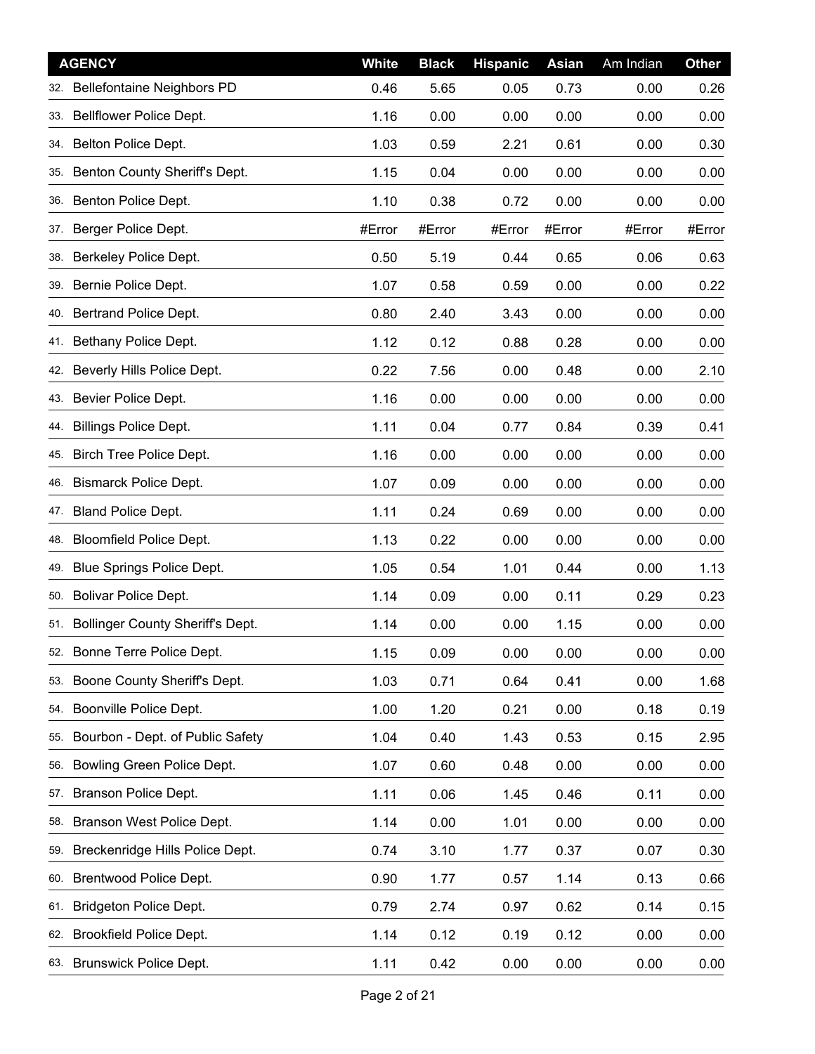| AGENCY | White | Black | Hispanic | Asian | Am Indian | Other |
|---|---|---|---|---|---|---|
| 32. Bellefontaine Neighbors PD | 0.46 | 5.65 | 0.05 | 0.73 | 0.00 | 0.26 |
| 33. Bellflower Police Dept. | 1.16 | 0.00 | 0.00 | 0.00 | 0.00 | 0.00 |
| 34. Belton Police Dept. | 1.03 | 0.59 | 2.21 | 0.61 | 0.00 | 0.30 |
| 35. Benton County Sheriff's Dept. | 1.15 | 0.04 | 0.00 | 0.00 | 0.00 | 0.00 |
| 36. Benton Police Dept. | 1.10 | 0.38 | 0.72 | 0.00 | 0.00 | 0.00 |
| 37. Berger Police Dept. | #Error | #Error | #Error | #Error | #Error | #Error |
| 38. Berkeley Police Dept. | 0.50 | 5.19 | 0.44 | 0.65 | 0.06 | 0.63 |
| 39. Bernie Police Dept. | 1.07 | 0.58 | 0.59 | 0.00 | 0.00 | 0.22 |
| 40. Bertrand Police Dept. | 0.80 | 2.40 | 3.43 | 0.00 | 0.00 | 0.00 |
| 41. Bethany Police Dept. | 1.12 | 0.12 | 0.88 | 0.28 | 0.00 | 0.00 |
| 42. Beverly Hills Police Dept. | 0.22 | 7.56 | 0.00 | 0.48 | 0.00 | 2.10 |
| 43. Bevier Police Dept. | 1.16 | 0.00 | 0.00 | 0.00 | 0.00 | 0.00 |
| 44. Billings Police Dept. | 1.11 | 0.04 | 0.77 | 0.84 | 0.39 | 0.41 |
| 45. Birch Tree Police Dept. | 1.16 | 0.00 | 0.00 | 0.00 | 0.00 | 0.00 |
| 46. Bismarck Police Dept. | 1.07 | 0.09 | 0.00 | 0.00 | 0.00 | 0.00 |
| 47. Bland Police Dept. | 1.11 | 0.24 | 0.69 | 0.00 | 0.00 | 0.00 |
| 48. Bloomfield Police Dept. | 1.13 | 0.22 | 0.00 | 0.00 | 0.00 | 0.00 |
| 49. Blue Springs Police Dept. | 1.05 | 0.54 | 1.01 | 0.44 | 0.00 | 1.13 |
| 50. Bolivar Police Dept. | 1.14 | 0.09 | 0.00 | 0.11 | 0.29 | 0.23 |
| 51. Bollinger County Sheriff's Dept. | 1.14 | 0.00 | 0.00 | 1.15 | 0.00 | 0.00 |
| 52. Bonne Terre Police Dept. | 1.15 | 0.09 | 0.00 | 0.00 | 0.00 | 0.00 |
| 53. Boone County Sheriff's Dept. | 1.03 | 0.71 | 0.64 | 0.41 | 0.00 | 1.68 |
| 54. Boonville Police Dept. | 1.00 | 1.20 | 0.21 | 0.00 | 0.18 | 0.19 |
| 55. Bourbon - Dept. of Public Safety | 1.04 | 0.40 | 1.43 | 0.53 | 0.15 | 2.95 |
| 56. Bowling Green Police Dept. | 1.07 | 0.60 | 0.48 | 0.00 | 0.00 | 0.00 |
| 57. Branson Police Dept. | 1.11 | 0.06 | 1.45 | 0.46 | 0.11 | 0.00 |
| 58. Branson West Police Dept. | 1.14 | 0.00 | 1.01 | 0.00 | 0.00 | 0.00 |
| 59. Breckenridge Hills Police Dept. | 0.74 | 3.10 | 1.77 | 0.37 | 0.07 | 0.30 |
| 60. Brentwood Police Dept. | 0.90 | 1.77 | 0.57 | 1.14 | 0.13 | 0.66 |
| 61. Bridgeton Police Dept. | 0.79 | 2.74 | 0.97 | 0.62 | 0.14 | 0.15 |
| 62. Brookfield Police Dept. | 1.14 | 0.12 | 0.19 | 0.12 | 0.00 | 0.00 |
| 63. Brunswick Police Dept. | 1.11 | 0.42 | 0.00 | 0.00 | 0.00 | 0.00 |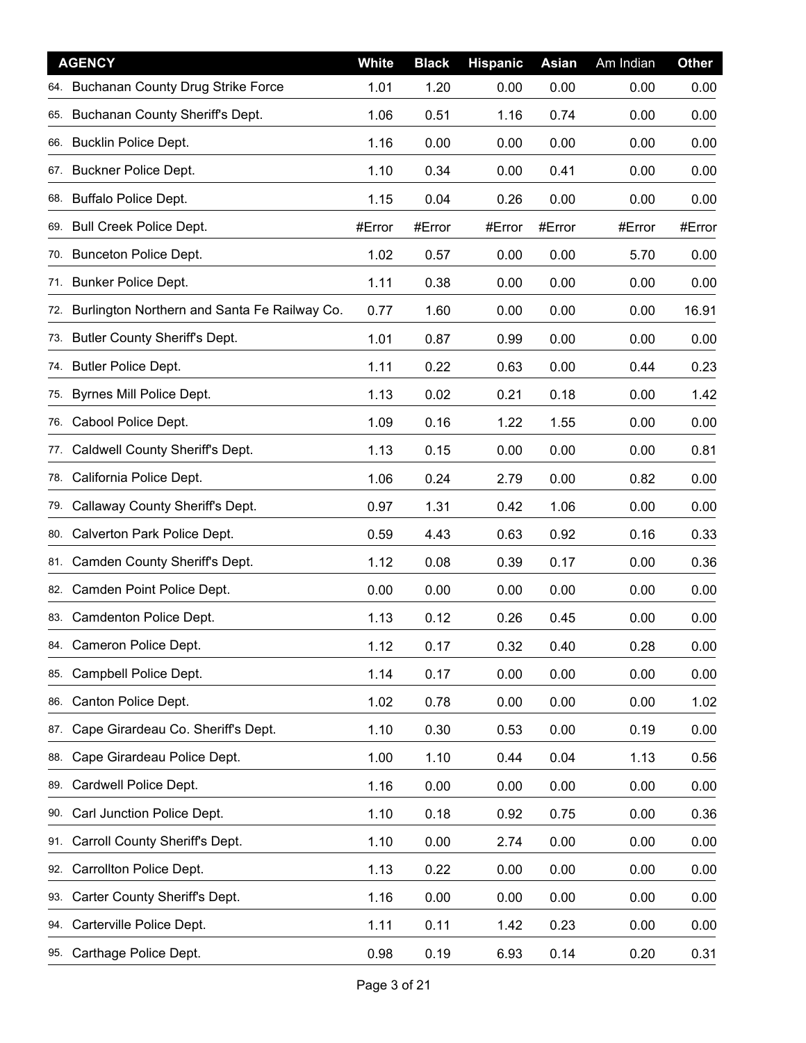| AGENCY | White | Black | Hispanic | Asian | Am Indian | Other |
|---|---|---|---|---|---|---|
| 64. Buchanan County Drug Strike Force | 1.01 | 1.20 | 0.00 | 0.00 | 0.00 | 0.00 |
| 65. Buchanan County Sheriff's Dept. | 1.06 | 0.51 | 1.16 | 0.74 | 0.00 | 0.00 |
| 66. Bucklin Police Dept. | 1.16 | 0.00 | 0.00 | 0.00 | 0.00 | 0.00 |
| 67. Buckner Police Dept. | 1.10 | 0.34 | 0.00 | 0.41 | 0.00 | 0.00 |
| 68. Buffalo Police Dept. | 1.15 | 0.04 | 0.26 | 0.00 | 0.00 | 0.00 |
| 69. Bull Creek Police Dept. | #Error | #Error | #Error | #Error | #Error | #Error |
| 70. Bunceton Police Dept. | 1.02 | 0.57 | 0.00 | 0.00 | 5.70 | 0.00 |
| 71. Bunker Police Dept. | 1.11 | 0.38 | 0.00 | 0.00 | 0.00 | 0.00 |
| 72. Burlington Northern and Santa Fe Railway Co. | 0.77 | 1.60 | 0.00 | 0.00 | 0.00 | 16.91 |
| 73. Butler County Sheriff's Dept. | 1.01 | 0.87 | 0.99 | 0.00 | 0.00 | 0.00 |
| 74. Butler Police Dept. | 1.11 | 0.22 | 0.63 | 0.00 | 0.44 | 0.23 |
| 75. Byrnes Mill Police Dept. | 1.13 | 0.02 | 0.21 | 0.18 | 0.00 | 1.42 |
| 76. Cabool Police Dept. | 1.09 | 0.16 | 1.22 | 1.55 | 0.00 | 0.00 |
| 77. Caldwell County Sheriff's Dept. | 1.13 | 0.15 | 0.00 | 0.00 | 0.00 | 0.81 |
| 78. California Police Dept. | 1.06 | 0.24 | 2.79 | 0.00 | 0.82 | 0.00 |
| 79. Callaway County Sheriff's Dept. | 0.97 | 1.31 | 0.42 | 1.06 | 0.00 | 0.00 |
| 80. Calverton Park Police Dept. | 0.59 | 4.43 | 0.63 | 0.92 | 0.16 | 0.33 |
| 81. Camden County Sheriff's Dept. | 1.12 | 0.08 | 0.39 | 0.17 | 0.00 | 0.36 |
| 82. Camden Point Police Dept. | 0.00 | 0.00 | 0.00 | 0.00 | 0.00 | 0.00 |
| 83. Camdenton Police Dept. | 1.13 | 0.12 | 0.26 | 0.45 | 0.00 | 0.00 |
| 84. Cameron Police Dept. | 1.12 | 0.17 | 0.32 | 0.40 | 0.28 | 0.00 |
| 85. Campbell Police Dept. | 1.14 | 0.17 | 0.00 | 0.00 | 0.00 | 0.00 |
| 86. Canton Police Dept. | 1.02 | 0.78 | 0.00 | 0.00 | 0.00 | 1.02 |
| 87. Cape Girardeau Co. Sheriff's Dept. | 1.10 | 0.30 | 0.53 | 0.00 | 0.19 | 0.00 |
| 88. Cape Girardeau Police Dept. | 1.00 | 1.10 | 0.44 | 0.04 | 1.13 | 0.56 |
| 89. Cardwell Police Dept. | 1.16 | 0.00 | 0.00 | 0.00 | 0.00 | 0.00 |
| 90. Carl Junction Police Dept. | 1.10 | 0.18 | 0.92 | 0.75 | 0.00 | 0.36 |
| 91. Carroll County Sheriff's Dept. | 1.10 | 0.00 | 2.74 | 0.00 | 0.00 | 0.00 |
| 92. Carrollton Police Dept. | 1.13 | 0.22 | 0.00 | 0.00 | 0.00 | 0.00 |
| 93. Carter County Sheriff's Dept. | 1.16 | 0.00 | 0.00 | 0.00 | 0.00 | 0.00 |
| 94. Carterville Police Dept. | 1.11 | 0.11 | 1.42 | 0.23 | 0.00 | 0.00 |
| 95. Carthage Police Dept. | 0.98 | 0.19 | 6.93 | 0.14 | 0.20 | 0.31 |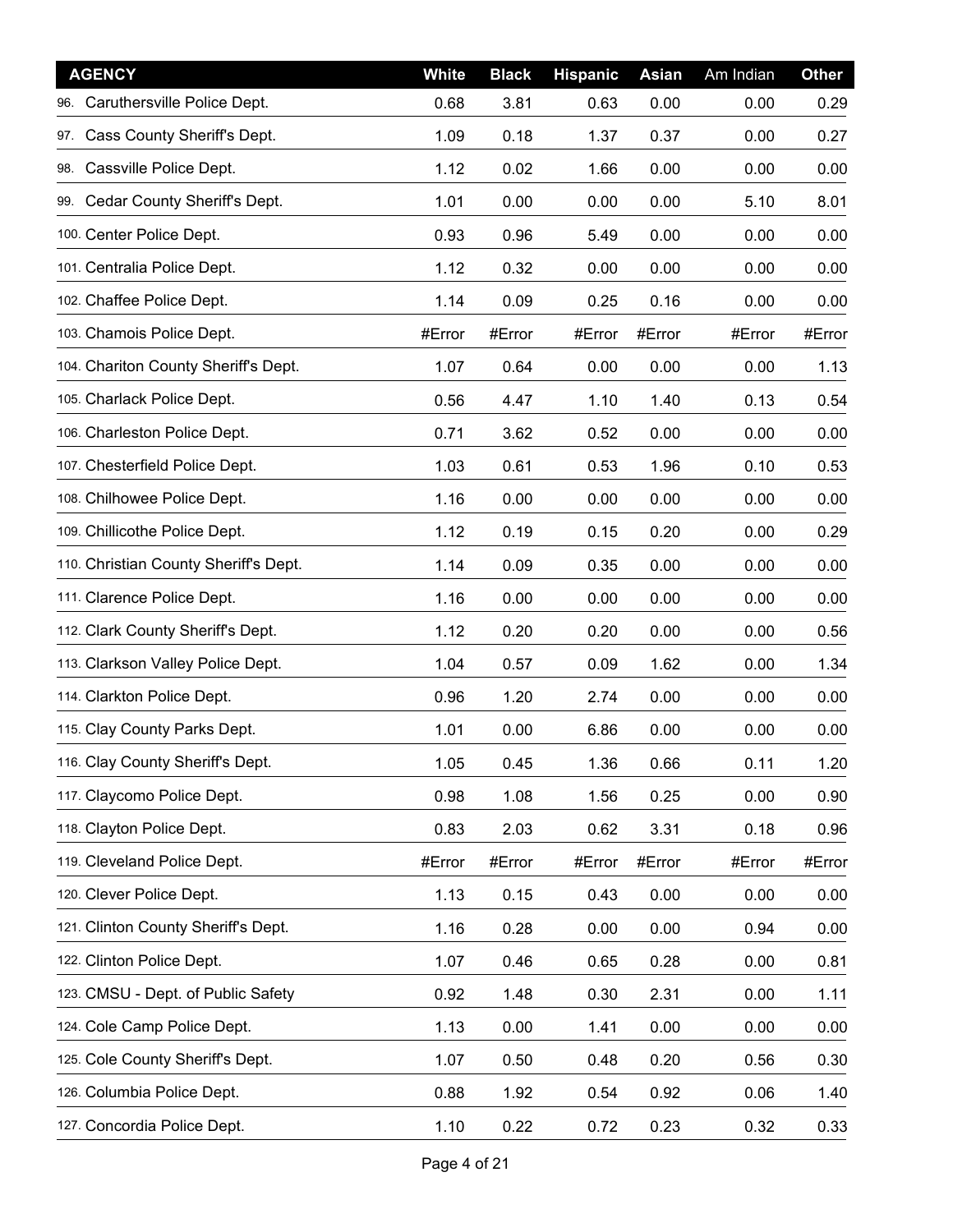| AGENCY | White | Black | Hispanic | Asian | Am Indian | Other |
|---|---|---|---|---|---|---|
| 96. Caruthersville Police Dept. | 0.68 | 3.81 | 0.63 | 0.00 | 0.00 | 0.29 |
| 97. Cass County Sheriff's Dept. | 1.09 | 0.18 | 1.37 | 0.37 | 0.00 | 0.27 |
| 98. Cassville Police Dept. | 1.12 | 0.02 | 1.66 | 0.00 | 0.00 | 0.00 |
| 99. Cedar County Sheriff's Dept. | 1.01 | 0.00 | 0.00 | 0.00 | 5.10 | 8.01 |
| 100. Center Police Dept. | 0.93 | 0.96 | 5.49 | 0.00 | 0.00 | 0.00 |
| 101. Centralia Police Dept. | 1.12 | 0.32 | 0.00 | 0.00 | 0.00 | 0.00 |
| 102. Chaffee Police Dept. | 1.14 | 0.09 | 0.25 | 0.16 | 0.00 | 0.00 |
| 103. Chamois Police Dept. | #Error | #Error | #Error | #Error | #Error | #Error |
| 104. Chariton County Sheriff's Dept. | 1.07 | 0.64 | 0.00 | 0.00 | 0.00 | 1.13 |
| 105. Charlack Police Dept. | 0.56 | 4.47 | 1.10 | 1.40 | 0.13 | 0.54 |
| 106. Charleston Police Dept. | 0.71 | 3.62 | 0.52 | 0.00 | 0.00 | 0.00 |
| 107. Chesterfield Police Dept. | 1.03 | 0.61 | 0.53 | 1.96 | 0.10 | 0.53 |
| 108. Chilhowee Police Dept. | 1.16 | 0.00 | 0.00 | 0.00 | 0.00 | 0.00 |
| 109. Chillicothe Police Dept. | 1.12 | 0.19 | 0.15 | 0.20 | 0.00 | 0.29 |
| 110. Christian County Sheriff's Dept. | 1.14 | 0.09 | 0.35 | 0.00 | 0.00 | 0.00 |
| 111. Clarence Police Dept. | 1.16 | 0.00 | 0.00 | 0.00 | 0.00 | 0.00 |
| 112. Clark County Sheriff's Dept. | 1.12 | 0.20 | 0.20 | 0.00 | 0.00 | 0.56 |
| 113. Clarkson Valley Police Dept. | 1.04 | 0.57 | 0.09 | 1.62 | 0.00 | 1.34 |
| 114. Clarkton Police Dept. | 0.96 | 1.20 | 2.74 | 0.00 | 0.00 | 0.00 |
| 115. Clay County Parks Dept. | 1.01 | 0.00 | 6.86 | 0.00 | 0.00 | 0.00 |
| 116. Clay County Sheriff's Dept. | 1.05 | 0.45 | 1.36 | 0.66 | 0.11 | 1.20 |
| 117. Claycomo Police Dept. | 0.98 | 1.08 | 1.56 | 0.25 | 0.00 | 0.90 |
| 118. Clayton Police Dept. | 0.83 | 2.03 | 0.62 | 3.31 | 0.18 | 0.96 |
| 119. Cleveland Police Dept. | #Error | #Error | #Error | #Error | #Error | #Error |
| 120. Clever Police Dept. | 1.13 | 0.15 | 0.43 | 0.00 | 0.00 | 0.00 |
| 121. Clinton County Sheriff's Dept. | 1.16 | 0.28 | 0.00 | 0.00 | 0.94 | 0.00 |
| 122. Clinton Police Dept. | 1.07 | 0.46 | 0.65 | 0.28 | 0.00 | 0.81 |
| 123. CMSU - Dept. of Public Safety | 0.92 | 1.48 | 0.30 | 2.31 | 0.00 | 1.11 |
| 124. Cole Camp Police Dept. | 1.13 | 0.00 | 1.41 | 0.00 | 0.00 | 0.00 |
| 125. Cole County Sheriff's Dept. | 1.07 | 0.50 | 0.48 | 0.20 | 0.56 | 0.30 |
| 126. Columbia Police Dept. | 0.88 | 1.92 | 0.54 | 0.92 | 0.06 | 1.40 |
| 127. Concordia Police Dept. | 1.10 | 0.22 | 0.72 | 0.23 | 0.32 | 0.33 |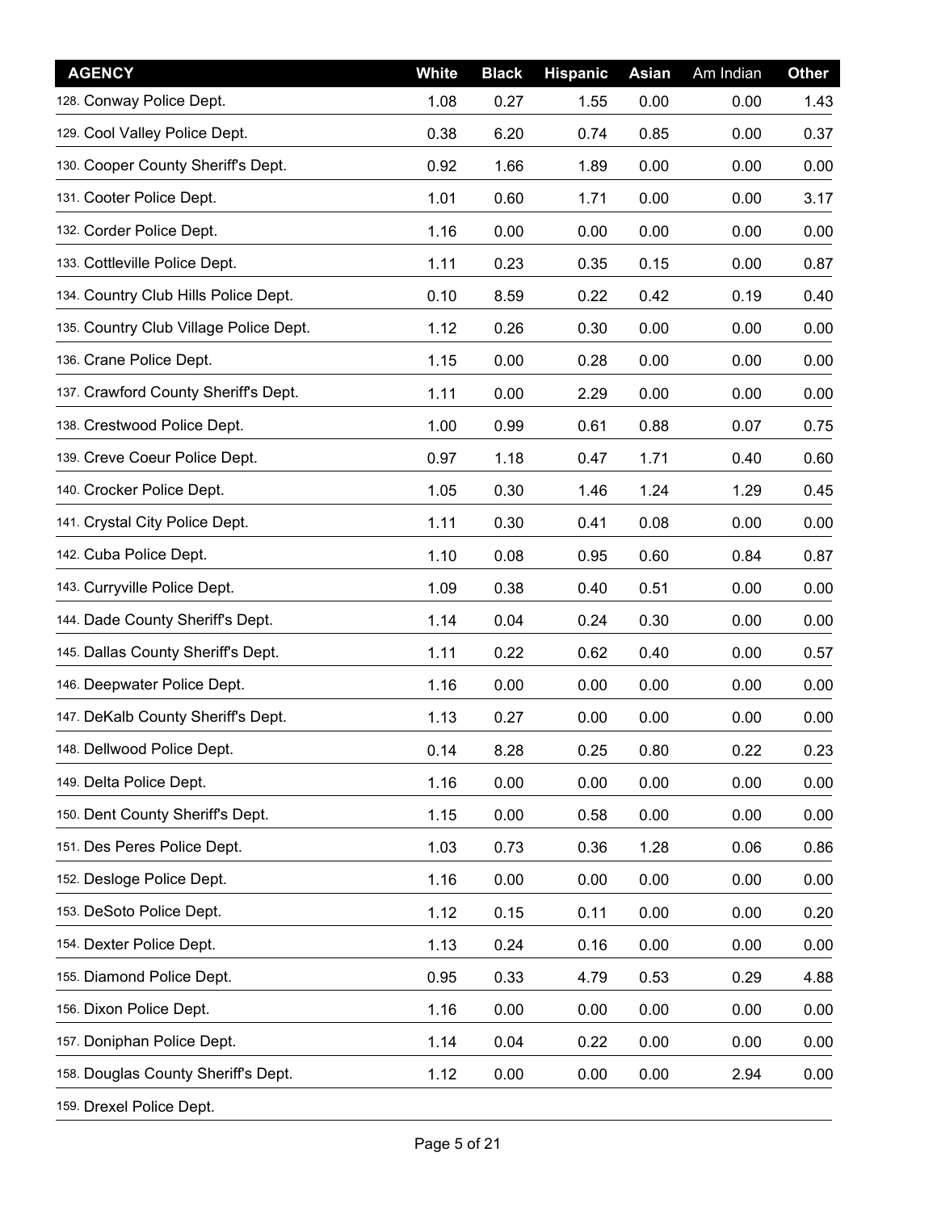| AGENCY | White | Black | Hispanic | Asian | Am Indian | Other |
|---|---|---|---|---|---|---|
| 128. Conway Police Dept. | 1.08 | 0.27 | 1.55 | 0.00 | 0.00 | 1.43 |
| 129. Cool Valley Police Dept. | 0.38 | 6.20 | 0.74 | 0.85 | 0.00 | 0.37 |
| 130. Cooper County Sheriff's Dept. | 0.92 | 1.66 | 1.89 | 0.00 | 0.00 | 0.00 |
| 131. Cooter Police Dept. | 1.01 | 0.60 | 1.71 | 0.00 | 0.00 | 3.17 |
| 132. Corder Police Dept. | 1.16 | 0.00 | 0.00 | 0.00 | 0.00 | 0.00 |
| 133. Cottleville Police Dept. | 1.11 | 0.23 | 0.35 | 0.15 | 0.00 | 0.87 |
| 134. Country Club Hills Police Dept. | 0.10 | 8.59 | 0.22 | 0.42 | 0.19 | 0.40 |
| 135. Country Club Village Police Dept. | 1.12 | 0.26 | 0.30 | 0.00 | 0.00 | 0.00 |
| 136. Crane Police Dept. | 1.15 | 0.00 | 0.28 | 0.00 | 0.00 | 0.00 |
| 137. Crawford County Sheriff's Dept. | 1.11 | 0.00 | 2.29 | 0.00 | 0.00 | 0.00 |
| 138. Crestwood Police Dept. | 1.00 | 0.99 | 0.61 | 0.88 | 0.07 | 0.75 |
| 139. Creve Coeur Police Dept. | 0.97 | 1.18 | 0.47 | 1.71 | 0.40 | 0.60 |
| 140. Crocker Police Dept. | 1.05 | 0.30 | 1.46 | 1.24 | 1.29 | 0.45 |
| 141. Crystal City Police Dept. | 1.11 | 0.30 | 0.41 | 0.08 | 0.00 | 0.00 |
| 142. Cuba Police Dept. | 1.10 | 0.08 | 0.95 | 0.60 | 0.84 | 0.87 |
| 143. Curryville Police Dept. | 1.09 | 0.38 | 0.40 | 0.51 | 0.00 | 0.00 |
| 144. Dade County Sheriff's Dept. | 1.14 | 0.04 | 0.24 | 0.30 | 0.00 | 0.00 |
| 145. Dallas County Sheriff's Dept. | 1.11 | 0.22 | 0.62 | 0.40 | 0.00 | 0.57 |
| 146. Deepwater Police Dept. | 1.16 | 0.00 | 0.00 | 0.00 | 0.00 | 0.00 |
| 147. DeKalb County Sheriff's Dept. | 1.13 | 0.27 | 0.00 | 0.00 | 0.00 | 0.00 |
| 148. Dellwood Police Dept. | 0.14 | 8.28 | 0.25 | 0.80 | 0.22 | 0.23 |
| 149. Delta Police Dept. | 1.16 | 0.00 | 0.00 | 0.00 | 0.00 | 0.00 |
| 150. Dent County Sheriff's Dept. | 1.15 | 0.00 | 0.58 | 0.00 | 0.00 | 0.00 |
| 151. Des Peres Police Dept. | 1.03 | 0.73 | 0.36 | 1.28 | 0.06 | 0.86 |
| 152. Desloge Police Dept. | 1.16 | 0.00 | 0.00 | 0.00 | 0.00 | 0.00 |
| 153. DeSoto Police Dept. | 1.12 | 0.15 | 0.11 | 0.00 | 0.00 | 0.20 |
| 154. Dexter Police Dept. | 1.13 | 0.24 | 0.16 | 0.00 | 0.00 | 0.00 |
| 155. Diamond Police Dept. | 0.95 | 0.33 | 4.79 | 0.53 | 0.29 | 4.88 |
| 156. Dixon Police Dept. | 1.16 | 0.00 | 0.00 | 0.00 | 0.00 | 0.00 |
| 157. Doniphan Police Dept. | 1.14 | 0.04 | 0.22 | 0.00 | 0.00 | 0.00 |
| 158. Douglas County Sheriff's Dept. | 1.12 | 0.00 | 0.00 | 0.00 | 2.94 | 0.00 |
| 159. Drexel Police Dept. | | | | | | |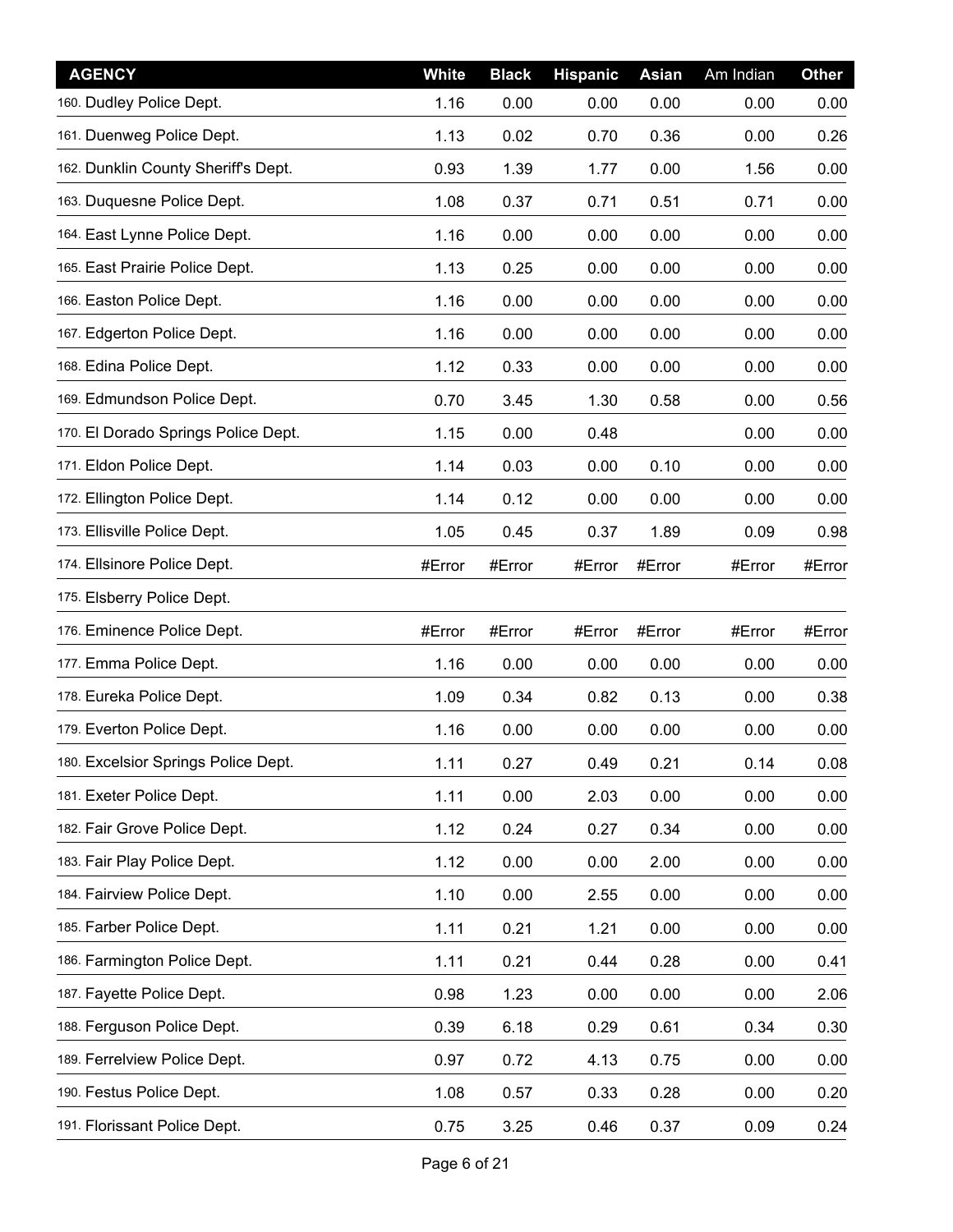| AGENCY | White | Black | Hispanic | Asian | Am Indian | Other |
|---|---|---|---|---|---|---|
| 160. Dudley Police Dept. | 1.16 | 0.00 | 0.00 | 0.00 | 0.00 | 0.00 |
| 161. Duenweg Police Dept. | 1.13 | 0.02 | 0.70 | 0.36 | 0.00 | 0.26 |
| 162. Dunklin County Sheriff's Dept. | 0.93 | 1.39 | 1.77 | 0.00 | 1.56 | 0.00 |
| 163. Duquesne Police Dept. | 1.08 | 0.37 | 0.71 | 0.51 | 0.71 | 0.00 |
| 164. East Lynne Police Dept. | 1.16 | 0.00 | 0.00 | 0.00 | 0.00 | 0.00 |
| 165. East Prairie Police Dept. | 1.13 | 0.25 | 0.00 | 0.00 | 0.00 | 0.00 |
| 166. Easton Police Dept. | 1.16 | 0.00 | 0.00 | 0.00 | 0.00 | 0.00 |
| 167. Edgerton Police Dept. | 1.16 | 0.00 | 0.00 | 0.00 | 0.00 | 0.00 |
| 168. Edina Police Dept. | 1.12 | 0.33 | 0.00 | 0.00 | 0.00 | 0.00 |
| 169. Edmundson Police Dept. | 0.70 | 3.45 | 1.30 | 0.58 | 0.00 | 0.56 |
| 170. El Dorado Springs Police Dept. | 1.15 | 0.00 | 0.48 | | 0.00 | 0.00 |
| 171. Eldon Police Dept. | 1.14 | 0.03 | 0.00 | 0.10 | 0.00 | 0.00 |
| 172. Ellington Police Dept. | 1.14 | 0.12 | 0.00 | 0.00 | 0.00 | 0.00 |
| 173. Ellisville Police Dept. | 1.05 | 0.45 | 0.37 | 1.89 | 0.09 | 0.98 |
| 174. Ellsinore Police Dept. | #Error | #Error | #Error | #Error | #Error | #Error |
| 175. Elsberry Police Dept. | | | | | | |
| 176. Eminence Police Dept. | #Error | #Error | #Error | #Error | #Error | #Error |
| 177. Emma Police Dept. | 1.16 | 0.00 | 0.00 | 0.00 | 0.00 | 0.00 |
| 178. Eureka Police Dept. | 1.09 | 0.34 | 0.82 | 0.13 | 0.00 | 0.38 |
| 179. Everton Police Dept. | 1.16 | 0.00 | 0.00 | 0.00 | 0.00 | 0.00 |
| 180. Excelsior Springs Police Dept. | 1.11 | 0.27 | 0.49 | 0.21 | 0.14 | 0.08 |
| 181. Exeter Police Dept. | 1.11 | 0.00 | 2.03 | 0.00 | 0.00 | 0.00 |
| 182. Fair Grove Police Dept. | 1.12 | 0.24 | 0.27 | 0.34 | 0.00 | 0.00 |
| 183. Fair Play Police Dept. | 1.12 | 0.00 | 0.00 | 2.00 | 0.00 | 0.00 |
| 184. Fairview Police Dept. | 1.10 | 0.00 | 2.55 | 0.00 | 0.00 | 0.00 |
| 185. Farber Police Dept. | 1.11 | 0.21 | 1.21 | 0.00 | 0.00 | 0.00 |
| 186. Farmington Police Dept. | 1.11 | 0.21 | 0.44 | 0.28 | 0.00 | 0.41 |
| 187. Fayette Police Dept. | 0.98 | 1.23 | 0.00 | 0.00 | 0.00 | 2.06 |
| 188. Ferguson Police Dept. | 0.39 | 6.18 | 0.29 | 0.61 | 0.34 | 0.30 |
| 189. Ferrelview Police Dept. | 0.97 | 0.72 | 4.13 | 0.75 | 0.00 | 0.00 |
| 190. Festus Police Dept. | 1.08 | 0.57 | 0.33 | 0.28 | 0.00 | 0.20 |
| 191. Florissant Police Dept. | 0.75 | 3.25 | 0.46 | 0.37 | 0.09 | 0.24 |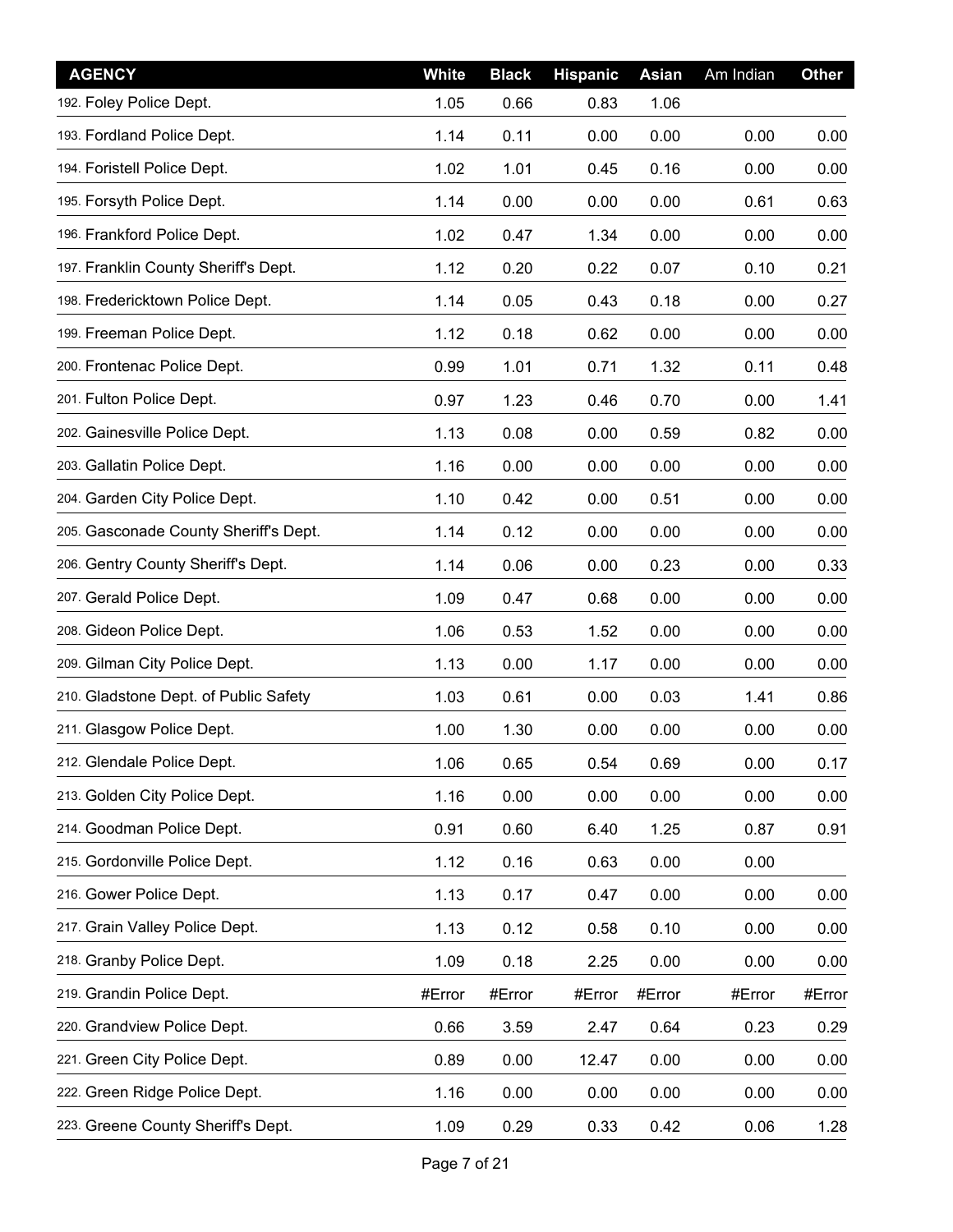| AGENCY | White | Black | Hispanic | Asian | Am Indian | Other |
|---|---|---|---|---|---|---|
| 192. Foley Police Dept. | 1.05 | 0.66 | 0.83 | 1.06 | | |
| 193. Fordland Police Dept. | 1.14 | 0.11 | 0.00 | 0.00 | 0.00 | 0.00 |
| 194. Foristell Police Dept. | 1.02 | 1.01 | 0.45 | 0.16 | 0.00 | 0.00 |
| 195. Forsyth Police Dept. | 1.14 | 0.00 | 0.00 | 0.00 | 0.61 | 0.63 |
| 196. Frankford Police Dept. | 1.02 | 0.47 | 1.34 | 0.00 | 0.00 | 0.00 |
| 197. Franklin County Sheriff's Dept. | 1.12 | 0.20 | 0.22 | 0.07 | 0.10 | 0.21 |
| 198. Fredericktown Police Dept. | 1.14 | 0.05 | 0.43 | 0.18 | 0.00 | 0.27 |
| 199. Freeman Police Dept. | 1.12 | 0.18 | 0.62 | 0.00 | 0.00 | 0.00 |
| 200. Frontenac Police Dept. | 0.99 | 1.01 | 0.71 | 1.32 | 0.11 | 0.48 |
| 201. Fulton Police Dept. | 0.97 | 1.23 | 0.46 | 0.70 | 0.00 | 1.41 |
| 202. Gainesville Police Dept. | 1.13 | 0.08 | 0.00 | 0.59 | 0.82 | 0.00 |
| 203. Gallatin Police Dept. | 1.16 | 0.00 | 0.00 | 0.00 | 0.00 | 0.00 |
| 204. Garden City Police Dept. | 1.10 | 0.42 | 0.00 | 0.51 | 0.00 | 0.00 |
| 205. Gasconade County Sheriff's Dept. | 1.14 | 0.12 | 0.00 | 0.00 | 0.00 | 0.00 |
| 206. Gentry County Sheriff's Dept. | 1.14 | 0.06 | 0.00 | 0.23 | 0.00 | 0.33 |
| 207. Gerald Police Dept. | 1.09 | 0.47 | 0.68 | 0.00 | 0.00 | 0.00 |
| 208. Gideon Police Dept. | 1.06 | 0.53 | 1.52 | 0.00 | 0.00 | 0.00 |
| 209. Gilman City Police Dept. | 1.13 | 0.00 | 1.17 | 0.00 | 0.00 | 0.00 |
| 210. Gladstone Dept. of Public Safety | 1.03 | 0.61 | 0.00 | 0.03 | 1.41 | 0.86 |
| 211. Glasgow Police Dept. | 1.00 | 1.30 | 0.00 | 0.00 | 0.00 | 0.00 |
| 212. Glendale Police Dept. | 1.06 | 0.65 | 0.54 | 0.69 | 0.00 | 0.17 |
| 213. Golden City Police Dept. | 1.16 | 0.00 | 0.00 | 0.00 | 0.00 | 0.00 |
| 214. Goodman Police Dept. | 0.91 | 0.60 | 6.40 | 1.25 | 0.87 | 0.91 |
| 215. Gordonville Police Dept. | 1.12 | 0.16 | 0.63 | 0.00 | 0.00 | |
| 216. Gower Police Dept. | 1.13 | 0.17 | 0.47 | 0.00 | 0.00 | 0.00 |
| 217. Grain Valley Police Dept. | 1.13 | 0.12 | 0.58 | 0.10 | 0.00 | 0.00 |
| 218. Granby Police Dept. | 1.09 | 0.18 | 2.25 | 0.00 | 0.00 | 0.00 |
| 219. Grandin Police Dept. | #Error | #Error | #Error | #Error | #Error | #Error |
| 220. Grandview Police Dept. | 0.66 | 3.59 | 2.47 | 0.64 | 0.23 | 0.29 |
| 221. Green City Police Dept. | 0.89 | 0.00 | 12.47 | 0.00 | 0.00 | 0.00 |
| 222. Green Ridge Police Dept. | 1.16 | 0.00 | 0.00 | 0.00 | 0.00 | 0.00 |
| 223. Greene County Sheriff's Dept. | 1.09 | 0.29 | 0.33 | 0.42 | 0.06 | 1.28 |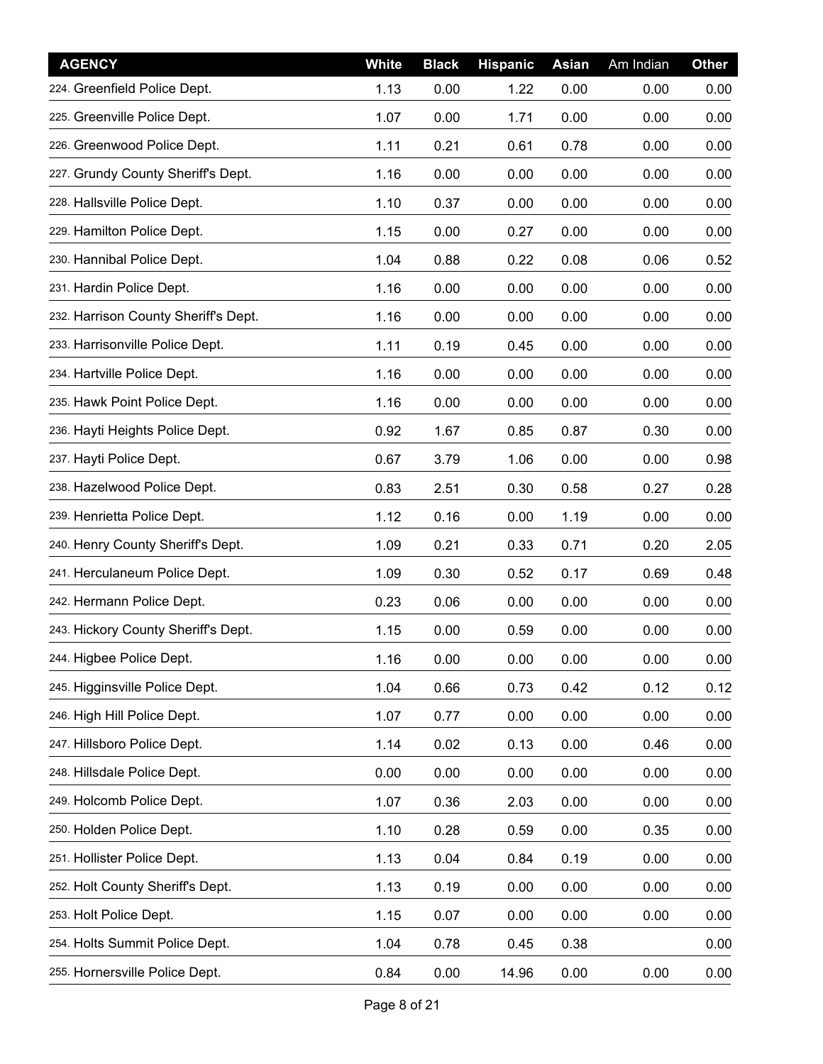| AGENCY | White | Black | Hispanic | Asian | Am Indian | Other |
|---|---|---|---|---|---|---|
| 224. Greenfield Police Dept. | 1.13 | 0.00 | 1.22 | 0.00 | 0.00 | 0.00 |
| 225. Greenville Police Dept. | 1.07 | 0.00 | 1.71 | 0.00 | 0.00 | 0.00 |
| 226. Greenwood Police Dept. | 1.11 | 0.21 | 0.61 | 0.78 | 0.00 | 0.00 |
| 227. Grundy County Sheriff's Dept. | 1.16 | 0.00 | 0.00 | 0.00 | 0.00 | 0.00 |
| 228. Hallsville Police Dept. | 1.10 | 0.37 | 0.00 | 0.00 | 0.00 | 0.00 |
| 229. Hamilton Police Dept. | 1.15 | 0.00 | 0.27 | 0.00 | 0.00 | 0.00 |
| 230. Hannibal Police Dept. | 1.04 | 0.88 | 0.22 | 0.08 | 0.06 | 0.52 |
| 231. Hardin Police Dept. | 1.16 | 0.00 | 0.00 | 0.00 | 0.00 | 0.00 |
| 232. Harrison County Sheriff's Dept. | 1.16 | 0.00 | 0.00 | 0.00 | 0.00 | 0.00 |
| 233. Harrisonville Police Dept. | 1.11 | 0.19 | 0.45 | 0.00 | 0.00 | 0.00 |
| 234. Hartville Police Dept. | 1.16 | 0.00 | 0.00 | 0.00 | 0.00 | 0.00 |
| 235. Hawk Point Police Dept. | 1.16 | 0.00 | 0.00 | 0.00 | 0.00 | 0.00 |
| 236. Hayti Heights Police Dept. | 0.92 | 1.67 | 0.85 | 0.87 | 0.30 | 0.00 |
| 237. Hayti Police Dept. | 0.67 | 3.79 | 1.06 | 0.00 | 0.00 | 0.98 |
| 238. Hazelwood Police Dept. | 0.83 | 2.51 | 0.30 | 0.58 | 0.27 | 0.28 |
| 239. Henrietta Police Dept. | 1.12 | 0.16 | 0.00 | 1.19 | 0.00 | 0.00 |
| 240. Henry County Sheriff's Dept. | 1.09 | 0.21 | 0.33 | 0.71 | 0.20 | 2.05 |
| 241. Herculaneum Police Dept. | 1.09 | 0.30 | 0.52 | 0.17 | 0.69 | 0.48 |
| 242. Hermann Police Dept. | 0.23 | 0.06 | 0.00 | 0.00 | 0.00 | 0.00 |
| 243. Hickory County Sheriff's Dept. | 1.15 | 0.00 | 0.59 | 0.00 | 0.00 | 0.00 |
| 244. Higbee Police Dept. | 1.16 | 0.00 | 0.00 | 0.00 | 0.00 | 0.00 |
| 245. Higginsville Police Dept. | 1.04 | 0.66 | 0.73 | 0.42 | 0.12 | 0.12 |
| 246. High Hill Police Dept. | 1.07 | 0.77 | 0.00 | 0.00 | 0.00 | 0.00 |
| 247. Hillsboro Police Dept. | 1.14 | 0.02 | 0.13 | 0.00 | 0.46 | 0.00 |
| 248. Hillsdale Police Dept. | 0.00 | 0.00 | 0.00 | 0.00 | 0.00 | 0.00 |
| 249. Holcomb Police Dept. | 1.07 | 0.36 | 2.03 | 0.00 | 0.00 | 0.00 |
| 250. Holden Police Dept. | 1.10 | 0.28 | 0.59 | 0.00 | 0.35 | 0.00 |
| 251. Hollister Police Dept. | 1.13 | 0.04 | 0.84 | 0.19 | 0.00 | 0.00 |
| 252. Holt County Sheriff's Dept. | 1.13 | 0.19 | 0.00 | 0.00 | 0.00 | 0.00 |
| 253. Holt Police Dept. | 1.15 | 0.07 | 0.00 | 0.00 | 0.00 | 0.00 |
| 254. Holts Summit Police Dept. | 1.04 | 0.78 | 0.45 | 0.38 | | 0.00 |
| 255. Hornersville Police Dept. | 0.84 | 0.00 | 14.96 | 0.00 | 0.00 | 0.00 |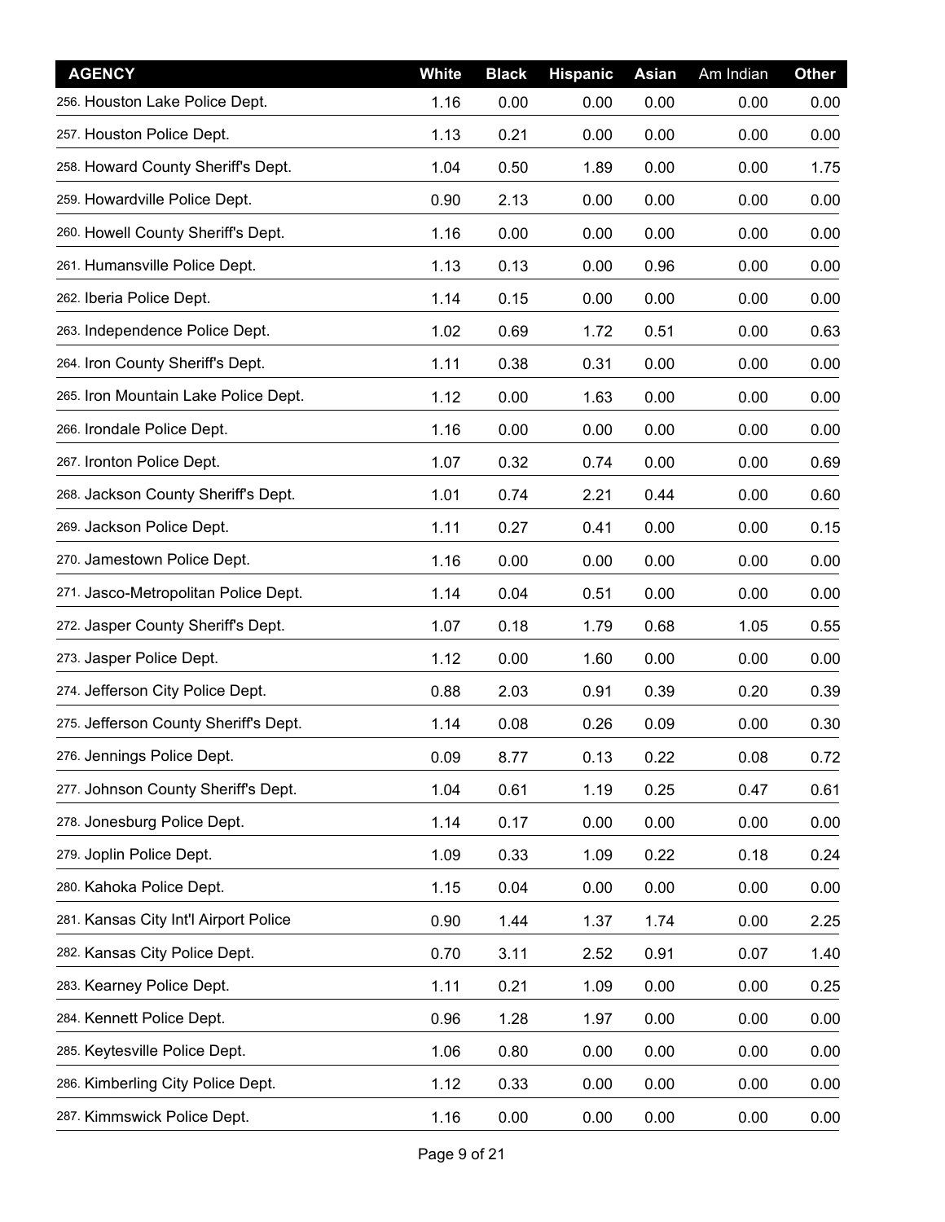| AGENCY | White | Black | Hispanic | Asian | Am Indian | Other |
|---|---|---|---|---|---|---|
| 256. Houston Lake Police Dept. | 1.16 | 0.00 | 0.00 | 0.00 | 0.00 | 0.00 |
| 257. Houston Police Dept. | 1.13 | 0.21 | 0.00 | 0.00 | 0.00 | 0.00 |
| 258. Howard County Sheriff's Dept. | 1.04 | 0.50 | 1.89 | 0.00 | 0.00 | 1.75 |
| 259. Howardville Police Dept. | 0.90 | 2.13 | 0.00 | 0.00 | 0.00 | 0.00 |
| 260. Howell County Sheriff's Dept. | 1.16 | 0.00 | 0.00 | 0.00 | 0.00 | 0.00 |
| 261. Humansville Police Dept. | 1.13 | 0.13 | 0.00 | 0.96 | 0.00 | 0.00 |
| 262. Iberia Police Dept. | 1.14 | 0.15 | 0.00 | 0.00 | 0.00 | 0.00 |
| 263. Independence Police Dept. | 1.02 | 0.69 | 1.72 | 0.51 | 0.00 | 0.63 |
| 264. Iron County Sheriff's Dept. | 1.11 | 0.38 | 0.31 | 0.00 | 0.00 | 0.00 |
| 265. Iron Mountain Lake Police Dept. | 1.12 | 0.00 | 1.63 | 0.00 | 0.00 | 0.00 |
| 266. Irondale Police Dept. | 1.16 | 0.00 | 0.00 | 0.00 | 0.00 | 0.00 |
| 267. Ironton Police Dept. | 1.07 | 0.32 | 0.74 | 0.00 | 0.00 | 0.69 |
| 268. Jackson County Sheriff's Dept. | 1.01 | 0.74 | 2.21 | 0.44 | 0.00 | 0.60 |
| 269. Jackson Police Dept. | 1.11 | 0.27 | 0.41 | 0.00 | 0.00 | 0.15 |
| 270. Jamestown Police Dept. | 1.16 | 0.00 | 0.00 | 0.00 | 0.00 | 0.00 |
| 271. Jasco-Metropolitan Police Dept. | 1.14 | 0.04 | 0.51 | 0.00 | 0.00 | 0.00 |
| 272. Jasper County Sheriff's Dept. | 1.07 | 0.18 | 1.79 | 0.68 | 1.05 | 0.55 |
| 273. Jasper Police Dept. | 1.12 | 0.00 | 1.60 | 0.00 | 0.00 | 0.00 |
| 274. Jefferson City Police Dept. | 0.88 | 2.03 | 0.91 | 0.39 | 0.20 | 0.39 |
| 275. Jefferson County Sheriff's Dept. | 1.14 | 0.08 | 0.26 | 0.09 | 0.00 | 0.30 |
| 276. Jennings Police Dept. | 0.09 | 8.77 | 0.13 | 0.22 | 0.08 | 0.72 |
| 277. Johnson County Sheriff's Dept. | 1.04 | 0.61 | 1.19 | 0.25 | 0.47 | 0.61 |
| 278. Jonesburg Police Dept. | 1.14 | 0.17 | 0.00 | 0.00 | 0.00 | 0.00 |
| 279. Joplin Police Dept. | 1.09 | 0.33 | 1.09 | 0.22 | 0.18 | 0.24 |
| 280. Kahoka Police Dept. | 1.15 | 0.04 | 0.00 | 0.00 | 0.00 | 0.00 |
| 281. Kansas City Int'l Airport Police | 0.90 | 1.44 | 1.37 | 1.74 | 0.00 | 2.25 |
| 282. Kansas City Police Dept. | 0.70 | 3.11 | 2.52 | 0.91 | 0.07 | 1.40 |
| 283. Kearney Police Dept. | 1.11 | 0.21 | 1.09 | 0.00 | 0.00 | 0.25 |
| 284. Kennett Police Dept. | 0.96 | 1.28 | 1.97 | 0.00 | 0.00 | 0.00 |
| 285. Keytesville Police Dept. | 1.06 | 0.80 | 0.00 | 0.00 | 0.00 | 0.00 |
| 286. Kimberling City Police Dept. | 1.12 | 0.33 | 0.00 | 0.00 | 0.00 | 0.00 |
| 287. Kimmswick Police Dept. | 1.16 | 0.00 | 0.00 | 0.00 | 0.00 | 0.00 |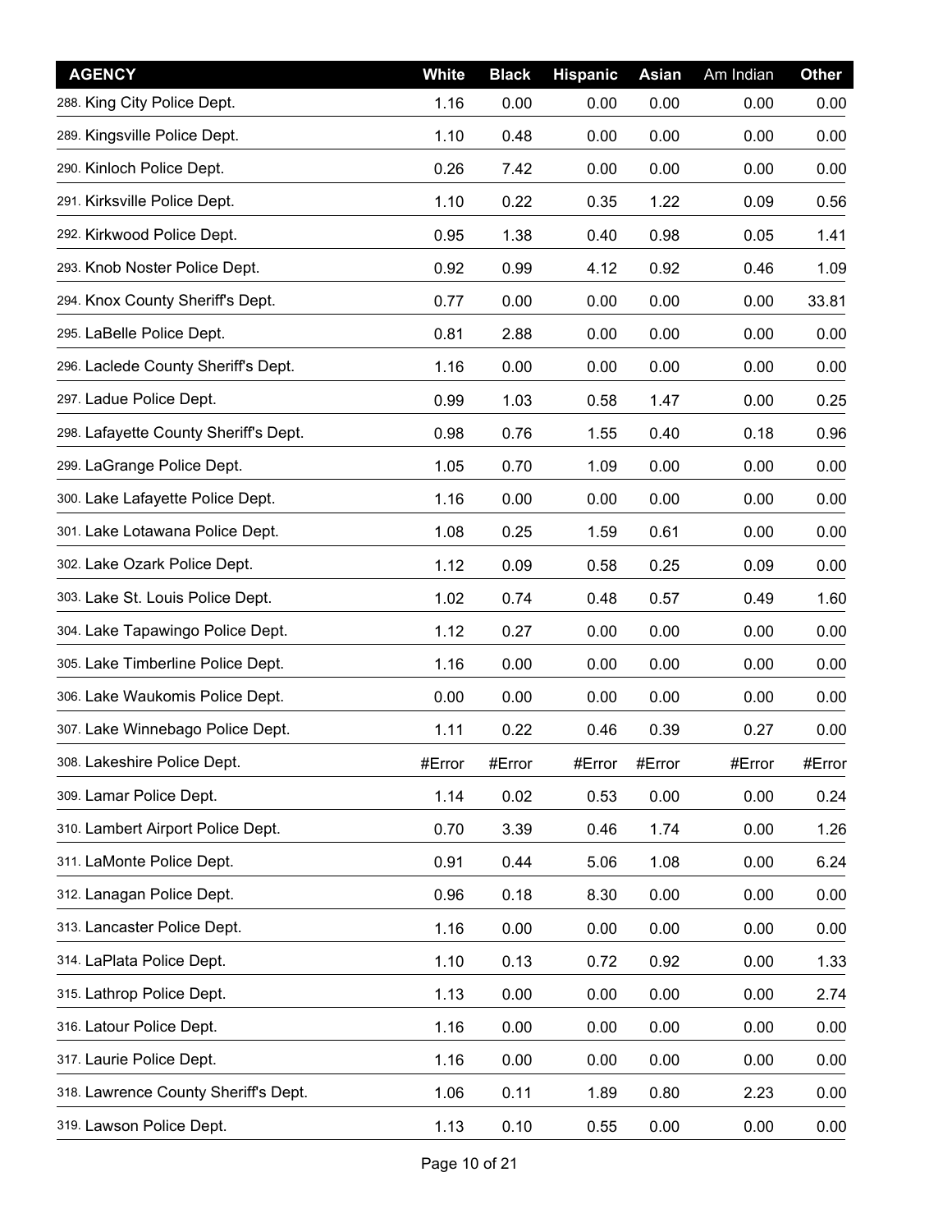| AGENCY | White | Black | Hispanic | Asian | Am Indian | Other |
| --- | --- | --- | --- | --- | --- | --- |
| 288. King City Police Dept. | 1.16 | 0.00 | 0.00 | 0.00 | 0.00 | 0.00 |
| 289. Kingsville Police Dept. | 1.10 | 0.48 | 0.00 | 0.00 | 0.00 | 0.00 |
| 290. Kinloch Police Dept. | 0.26 | 7.42 | 0.00 | 0.00 | 0.00 | 0.00 |
| 291. Kirksville Police Dept. | 1.10 | 0.22 | 0.35 | 1.22 | 0.09 | 0.56 |
| 292. Kirkwood Police Dept. | 0.95 | 1.38 | 0.40 | 0.98 | 0.05 | 1.41 |
| 293. Knob Noster Police Dept. | 0.92 | 0.99 | 4.12 | 0.92 | 0.46 | 1.09 |
| 294. Knox County Sheriff's Dept. | 0.77 | 0.00 | 0.00 | 0.00 | 0.00 | 33.81 |
| 295. LaBelle Police Dept. | 0.81 | 2.88 | 0.00 | 0.00 | 0.00 | 0.00 |
| 296. Laclede County Sheriff's Dept. | 1.16 | 0.00 | 0.00 | 0.00 | 0.00 | 0.00 |
| 297. Ladue Police Dept. | 0.99 | 1.03 | 0.58 | 1.47 | 0.00 | 0.25 |
| 298. Lafayette County Sheriff's Dept. | 0.98 | 0.76 | 1.55 | 0.40 | 0.18 | 0.96 |
| 299. LaGrange Police Dept. | 1.05 | 0.70 | 1.09 | 0.00 | 0.00 | 0.00 |
| 300. Lake Lafayette Police Dept. | 1.16 | 0.00 | 0.00 | 0.00 | 0.00 | 0.00 |
| 301. Lake Lotawana Police Dept. | 1.08 | 0.25 | 1.59 | 0.61 | 0.00 | 0.00 |
| 302. Lake Ozark Police Dept. | 1.12 | 0.09 | 0.58 | 0.25 | 0.09 | 0.00 |
| 303. Lake St. Louis Police Dept. | 1.02 | 0.74 | 0.48 | 0.57 | 0.49 | 1.60 |
| 304. Lake Tapawingo Police Dept. | 1.12 | 0.27 | 0.00 | 0.00 | 0.00 | 0.00 |
| 305. Lake Timberline Police Dept. | 1.16 | 0.00 | 0.00 | 0.00 | 0.00 | 0.00 |
| 306. Lake Waukomis Police Dept. | 0.00 | 0.00 | 0.00 | 0.00 | 0.00 | 0.00 |
| 307. Lake Winnebago Police Dept. | 1.11 | 0.22 | 0.46 | 0.39 | 0.27 | 0.00 |
| 308. Lakeshire Police Dept. | #Error | #Error | #Error | #Error | #Error | #Error |
| 309. Lamar Police Dept. | 1.14 | 0.02 | 0.53 | 0.00 | 0.00 | 0.24 |
| 310. Lambert Airport Police Dept. | 0.70 | 3.39 | 0.46 | 1.74 | 0.00 | 1.26 |
| 311. LaMonte Police Dept. | 0.91 | 0.44 | 5.06 | 1.08 | 0.00 | 6.24 |
| 312. Lanagan Police Dept. | 0.96 | 0.18 | 8.30 | 0.00 | 0.00 | 0.00 |
| 313. Lancaster Police Dept. | 1.16 | 0.00 | 0.00 | 0.00 | 0.00 | 0.00 |
| 314. LaPlata Police Dept. | 1.10 | 0.13 | 0.72 | 0.92 | 0.00 | 1.33 |
| 315. Lathrop Police Dept. | 1.13 | 0.00 | 0.00 | 0.00 | 0.00 | 2.74 |
| 316. Latour Police Dept. | 1.16 | 0.00 | 0.00 | 0.00 | 0.00 | 0.00 |
| 317. Laurie Police Dept. | 1.16 | 0.00 | 0.00 | 0.00 | 0.00 | 0.00 |
| 318. Lawrence County Sheriff's Dept. | 1.06 | 0.11 | 1.89 | 0.80 | 2.23 | 0.00 |
| 319. Lawson Police Dept. | 1.13 | 0.10 | 0.55 | 0.00 | 0.00 | 0.00 |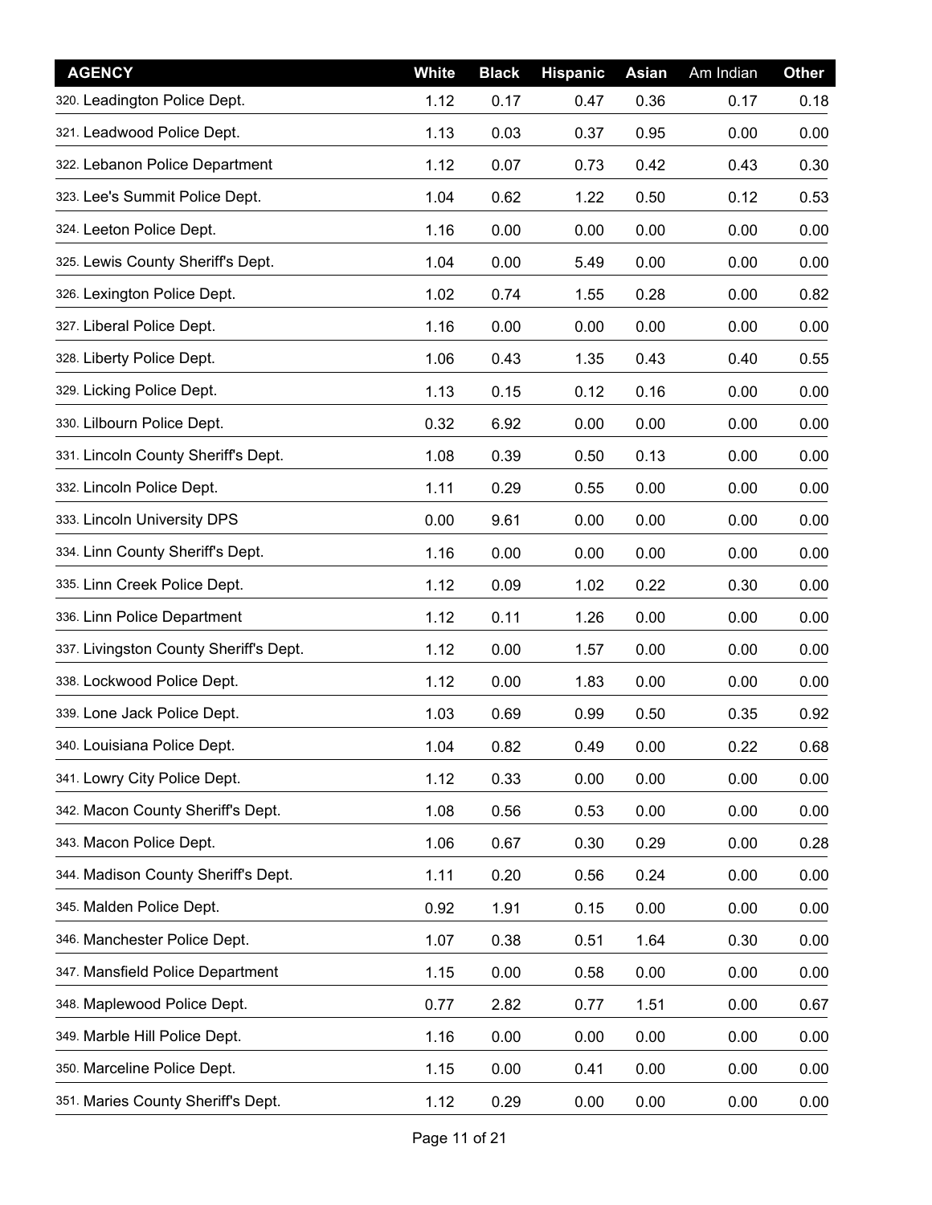| AGENCY | White | Black | Hispanic | Asian | Am Indian | Other |
|---|---|---|---|---|---|---|
| 320. Leadington Police Dept. | 1.12 | 0.17 | 0.47 | 0.36 | 0.17 | 0.18 |
| 321. Leadwood Police Dept. | 1.13 | 0.03 | 0.37 | 0.95 | 0.00 | 0.00 |
| 322. Lebanon Police Department | 1.12 | 0.07 | 0.73 | 0.42 | 0.43 | 0.30 |
| 323. Lee's Summit Police Dept. | 1.04 | 0.62 | 1.22 | 0.50 | 0.12 | 0.53 |
| 324. Leeton Police Dept. | 1.16 | 0.00 | 0.00 | 0.00 | 0.00 | 0.00 |
| 325. Lewis County Sheriff's Dept. | 1.04 | 0.00 | 5.49 | 0.00 | 0.00 | 0.00 |
| 326. Lexington Police Dept. | 1.02 | 0.74 | 1.55 | 0.28 | 0.00 | 0.82 |
| 327. Liberal Police Dept. | 1.16 | 0.00 | 0.00 | 0.00 | 0.00 | 0.00 |
| 328. Liberty Police Dept. | 1.06 | 0.43 | 1.35 | 0.43 | 0.40 | 0.55 |
| 329. Licking Police Dept. | 1.13 | 0.15 | 0.12 | 0.16 | 0.00 | 0.00 |
| 330. Lilbourn Police Dept. | 0.32 | 6.92 | 0.00 | 0.00 | 0.00 | 0.00 |
| 331. Lincoln County Sheriff's Dept. | 1.08 | 0.39 | 0.50 | 0.13 | 0.00 | 0.00 |
| 332. Lincoln Police Dept. | 1.11 | 0.29 | 0.55 | 0.00 | 0.00 | 0.00 |
| 333. Lincoln University DPS | 0.00 | 9.61 | 0.00 | 0.00 | 0.00 | 0.00 |
| 334. Linn County Sheriff's Dept. | 1.16 | 0.00 | 0.00 | 0.00 | 0.00 | 0.00 |
| 335. Linn Creek Police Dept. | 1.12 | 0.09 | 1.02 | 0.22 | 0.30 | 0.00 |
| 336. Linn Police Department | 1.12 | 0.11 | 1.26 | 0.00 | 0.00 | 0.00 |
| 337. Livingston County Sheriff's Dept. | 1.12 | 0.00 | 1.57 | 0.00 | 0.00 | 0.00 |
| 338. Lockwood Police Dept. | 1.12 | 0.00 | 1.83 | 0.00 | 0.00 | 0.00 |
| 339. Lone Jack Police Dept. | 1.03 | 0.69 | 0.99 | 0.50 | 0.35 | 0.92 |
| 340. Louisiana Police Dept. | 1.04 | 0.82 | 0.49 | 0.00 | 0.22 | 0.68 |
| 341. Lowry City Police Dept. | 1.12 | 0.33 | 0.00 | 0.00 | 0.00 | 0.00 |
| 342. Macon County Sheriff's Dept. | 1.08 | 0.56 | 0.53 | 0.00 | 0.00 | 0.00 |
| 343. Macon Police Dept. | 1.06 | 0.67 | 0.30 | 0.29 | 0.00 | 0.28 |
| 344. Madison County Sheriff's Dept. | 1.11 | 0.20 | 0.56 | 0.24 | 0.00 | 0.00 |
| 345. Malden Police Dept. | 0.92 | 1.91 | 0.15 | 0.00 | 0.00 | 0.00 |
| 346. Manchester Police Dept. | 1.07 | 0.38 | 0.51 | 1.64 | 0.30 | 0.00 |
| 347. Mansfield Police Department | 1.15 | 0.00 | 0.58 | 0.00 | 0.00 | 0.00 |
| 348. Maplewood Police Dept. | 0.77 | 2.82 | 0.77 | 1.51 | 0.00 | 0.67 |
| 349. Marble Hill Police Dept. | 1.16 | 0.00 | 0.00 | 0.00 | 0.00 | 0.00 |
| 350. Marceline Police Dept. | 1.15 | 0.00 | 0.41 | 0.00 | 0.00 | 0.00 |
| 351. Maries County Sheriff's Dept. | 1.12 | 0.29 | 0.00 | 0.00 | 0.00 | 0.00 |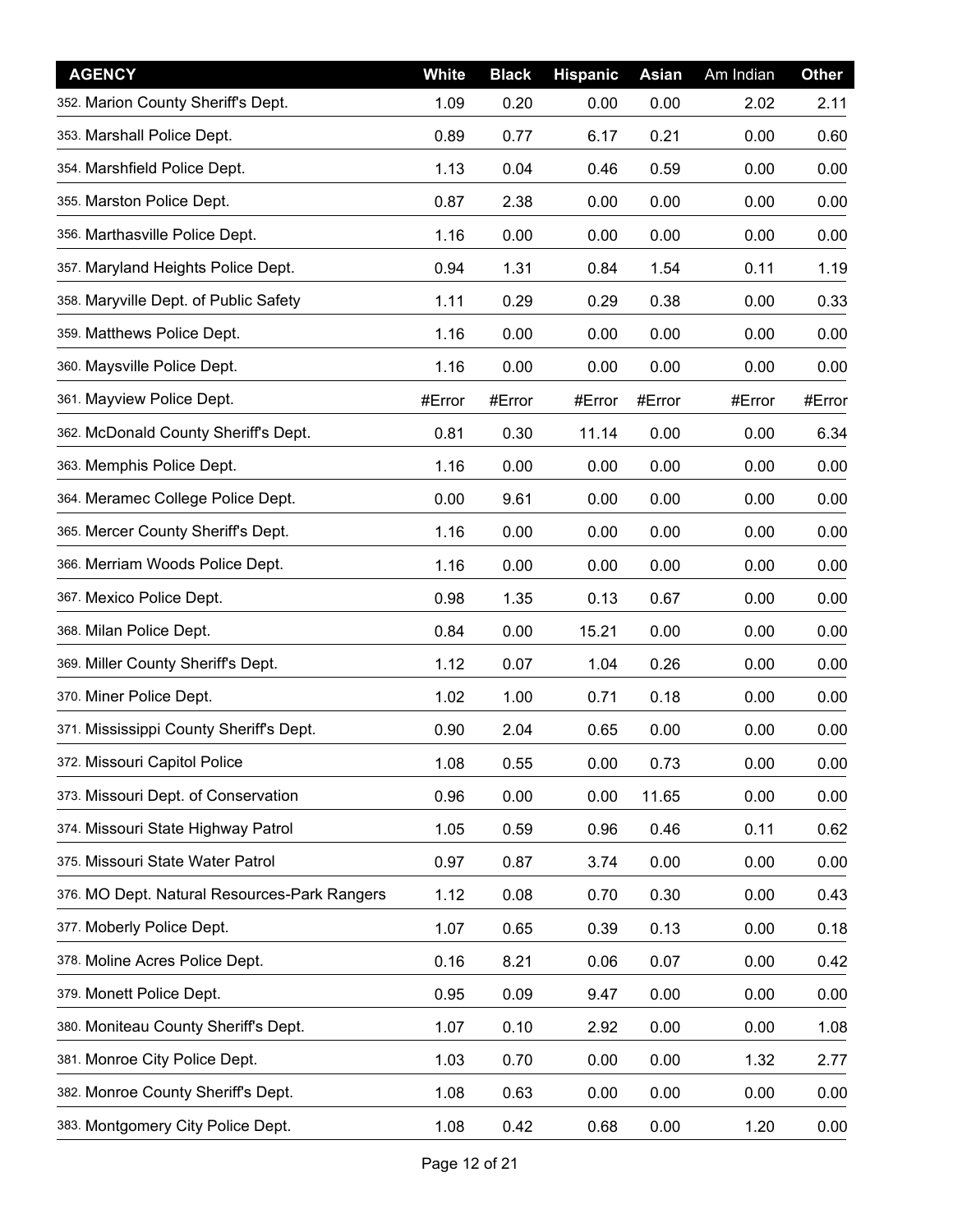| AGENCY | White | Black | Hispanic | Asian | Am Indian | Other |
|---|---|---|---|---|---|---|
| 352. Marion County Sheriff's Dept. | 1.09 | 0.20 | 0.00 | 0.00 | 2.02 | 2.11 |
| 353. Marshall Police Dept. | 0.89 | 0.77 | 6.17 | 0.21 | 0.00 | 0.60 |
| 354. Marshfield Police Dept. | 1.13 | 0.04 | 0.46 | 0.59 | 0.00 | 0.00 |
| 355. Marston Police Dept. | 0.87 | 2.38 | 0.00 | 0.00 | 0.00 | 0.00 |
| 356. Marthasville Police Dept. | 1.16 | 0.00 | 0.00 | 0.00 | 0.00 | 0.00 |
| 357. Maryland Heights Police Dept. | 0.94 | 1.31 | 0.84 | 1.54 | 0.11 | 1.19 |
| 358. Maryville Dept. of Public Safety | 1.11 | 0.29 | 0.29 | 0.38 | 0.00 | 0.33 |
| 359. Matthews Police Dept. | 1.16 | 0.00 | 0.00 | 0.00 | 0.00 | 0.00 |
| 360. Maysville Police Dept. | 1.16 | 0.00 | 0.00 | 0.00 | 0.00 | 0.00 |
| 361. Mayview Police Dept. | #Error | #Error | #Error | #Error | #Error | #Error |
| 362. McDonald County Sheriff's Dept. | 0.81 | 0.30 | 11.14 | 0.00 | 0.00 | 6.34 |
| 363. Memphis Police Dept. | 1.16 | 0.00 | 0.00 | 0.00 | 0.00 | 0.00 |
| 364. Meramec College Police Dept. | 0.00 | 9.61 | 0.00 | 0.00 | 0.00 | 0.00 |
| 365. Mercer County Sheriff's Dept. | 1.16 | 0.00 | 0.00 | 0.00 | 0.00 | 0.00 |
| 366. Merriam Woods Police Dept. | 1.16 | 0.00 | 0.00 | 0.00 | 0.00 | 0.00 |
| 367. Mexico Police Dept. | 0.98 | 1.35 | 0.13 | 0.67 | 0.00 | 0.00 |
| 368. Milan Police Dept. | 0.84 | 0.00 | 15.21 | 0.00 | 0.00 | 0.00 |
| 369. Miller County Sheriff's Dept. | 1.12 | 0.07 | 1.04 | 0.26 | 0.00 | 0.00 |
| 370. Miner Police Dept. | 1.02 | 1.00 | 0.71 | 0.18 | 0.00 | 0.00 |
| 371. Mississippi County Sheriff's Dept. | 0.90 | 2.04 | 0.65 | 0.00 | 0.00 | 0.00 |
| 372. Missouri Capitol Police | 1.08 | 0.55 | 0.00 | 0.73 | 0.00 | 0.00 |
| 373. Missouri Dept. of Conservation | 0.96 | 0.00 | 0.00 | 11.65 | 0.00 | 0.00 |
| 374. Missouri State Highway Patrol | 1.05 | 0.59 | 0.96 | 0.46 | 0.11 | 0.62 |
| 375. Missouri State Water Patrol | 0.97 | 0.87 | 3.74 | 0.00 | 0.00 | 0.00 |
| 376. MO Dept. Natural Resources-Park Rangers | 1.12 | 0.08 | 0.70 | 0.30 | 0.00 | 0.43 |
| 377. Moberly Police Dept. | 1.07 | 0.65 | 0.39 | 0.13 | 0.00 | 0.18 |
| 378. Moline Acres Police Dept. | 0.16 | 8.21 | 0.06 | 0.07 | 0.00 | 0.42 |
| 379. Monett Police Dept. | 0.95 | 0.09 | 9.47 | 0.00 | 0.00 | 0.00 |
| 380. Moniteau County Sheriff's Dept. | 1.07 | 0.10 | 2.92 | 0.00 | 0.00 | 1.08 |
| 381. Monroe City Police Dept. | 1.03 | 0.70 | 0.00 | 0.00 | 1.32 | 2.77 |
| 382. Monroe County Sheriff's Dept. | 1.08 | 0.63 | 0.00 | 0.00 | 0.00 | 0.00 |
| 383. Montgomery City Police Dept. | 1.08 | 0.42 | 0.68 | 0.00 | 1.20 | 0.00 |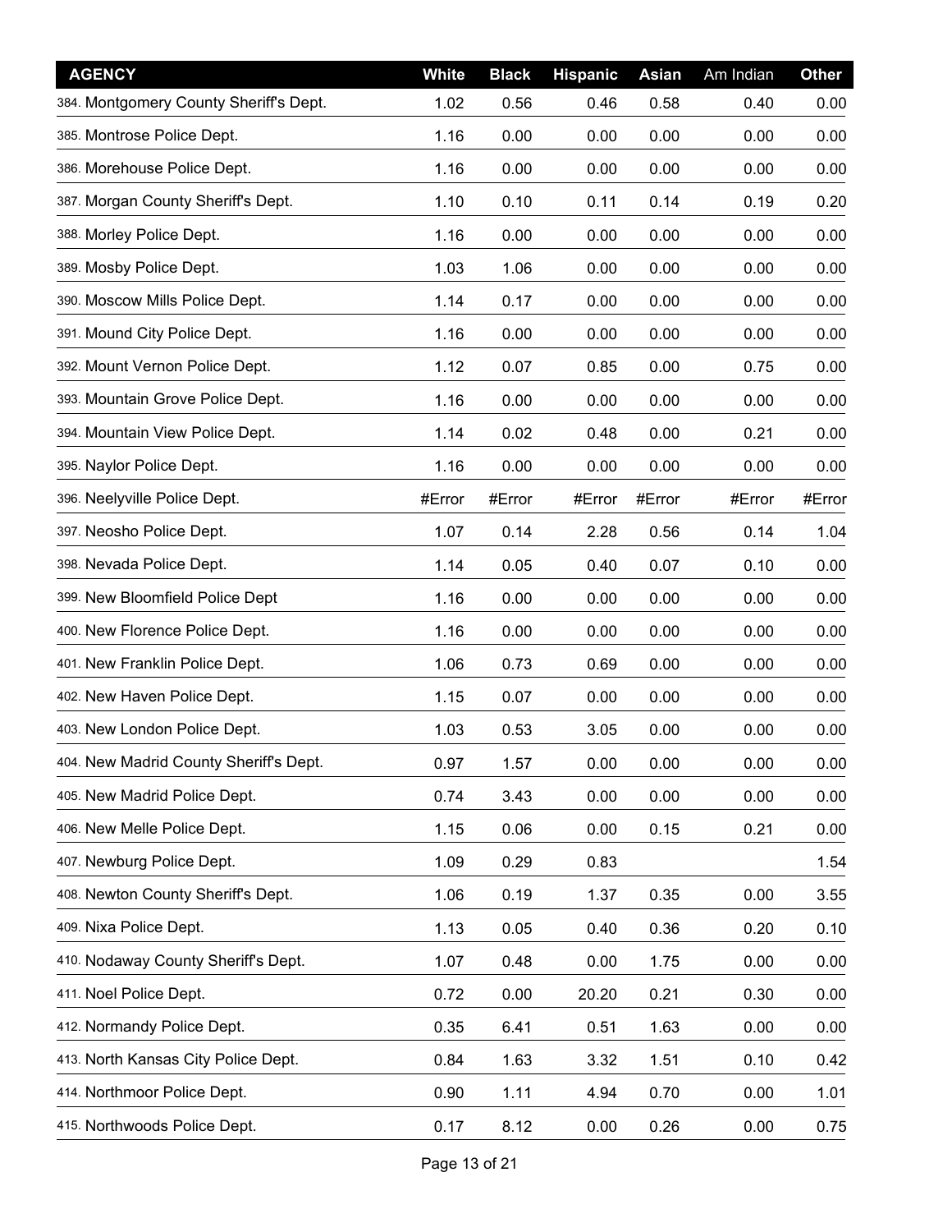| AGENCY | White | Black | Hispanic | Asian | Am Indian | Other |
|---|---|---|---|---|---|---|
| 384. Montgomery County Sheriff's Dept. | 1.02 | 0.56 | 0.46 | 0.58 | 0.40 | 0.00 |
| 385. Montrose Police Dept. | 1.16 | 0.00 | 0.00 | 0.00 | 0.00 | 0.00 |
| 386. Morehouse Police Dept. | 1.16 | 0.00 | 0.00 | 0.00 | 0.00 | 0.00 |
| 387. Morgan County Sheriff's Dept. | 1.10 | 0.10 | 0.11 | 0.14 | 0.19 | 0.20 |
| 388. Morley Police Dept. | 1.16 | 0.00 | 0.00 | 0.00 | 0.00 | 0.00 |
| 389. Mosby Police Dept. | 1.03 | 1.06 | 0.00 | 0.00 | 0.00 | 0.00 |
| 390. Moscow Mills Police Dept. | 1.14 | 0.17 | 0.00 | 0.00 | 0.00 | 0.00 |
| 391. Mound City Police Dept. | 1.16 | 0.00 | 0.00 | 0.00 | 0.00 | 0.00 |
| 392. Mount Vernon Police Dept. | 1.12 | 0.07 | 0.85 | 0.00 | 0.75 | 0.00 |
| 393. Mountain Grove Police Dept. | 1.16 | 0.00 | 0.00 | 0.00 | 0.00 | 0.00 |
| 394. Mountain View Police Dept. | 1.14 | 0.02 | 0.48 | 0.00 | 0.21 | 0.00 |
| 395. Naylor Police Dept. | 1.16 | 0.00 | 0.00 | 0.00 | 0.00 | 0.00 |
| 396. Neelyville Police Dept. | #Error | #Error | #Error | #Error | #Error | #Error |
| 397. Neosho Police Dept. | 1.07 | 0.14 | 2.28 | 0.56 | 0.14 | 1.04 |
| 398. Nevada Police Dept. | 1.14 | 0.05 | 0.40 | 0.07 | 0.10 | 0.00 |
| 399. New Bloomfield Police Dept | 1.16 | 0.00 | 0.00 | 0.00 | 0.00 | 0.00 |
| 400. New Florence Police Dept. | 1.16 | 0.00 | 0.00 | 0.00 | 0.00 | 0.00 |
| 401. New Franklin Police Dept. | 1.06 | 0.73 | 0.69 | 0.00 | 0.00 | 0.00 |
| 402. New Haven Police Dept. | 1.15 | 0.07 | 0.00 | 0.00 | 0.00 | 0.00 |
| 403. New London Police Dept. | 1.03 | 0.53 | 3.05 | 0.00 | 0.00 | 0.00 |
| 404. New Madrid County Sheriff's Dept. | 0.97 | 1.57 | 0.00 | 0.00 | 0.00 | 0.00 |
| 405. New Madrid Police Dept. | 0.74 | 3.43 | 0.00 | 0.00 | 0.00 | 0.00 |
| 406. New Melle Police Dept. | 1.15 | 0.06 | 0.00 | 0.15 | 0.21 | 0.00 |
| 407. Newburg Police Dept. | 1.09 | 0.29 | 0.83 | | | 1.54 |
| 408. Newton County Sheriff's Dept. | 1.06 | 0.19 | 1.37 | 0.35 | 0.00 | 3.55 |
| 409. Nixa Police Dept. | 1.13 | 0.05 | 0.40 | 0.36 | 0.20 | 0.10 |
| 410. Nodaway County Sheriff's Dept. | 1.07 | 0.48 | 0.00 | 1.75 | 0.00 | 0.00 |
| 411. Noel Police Dept. | 0.72 | 0.00 | 20.20 | 0.21 | 0.30 | 0.00 |
| 412. Normandy Police Dept. | 0.35 | 6.41 | 0.51 | 1.63 | 0.00 | 0.00 |
| 413. North Kansas City Police Dept. | 0.84 | 1.63 | 3.32 | 1.51 | 0.10 | 0.42 |
| 414. Northmoor Police Dept. | 0.90 | 1.11 | 4.94 | 0.70 | 0.00 | 1.01 |
| 415. Northwoods Police Dept. | 0.17 | 8.12 | 0.00 | 0.26 | 0.00 | 0.75 |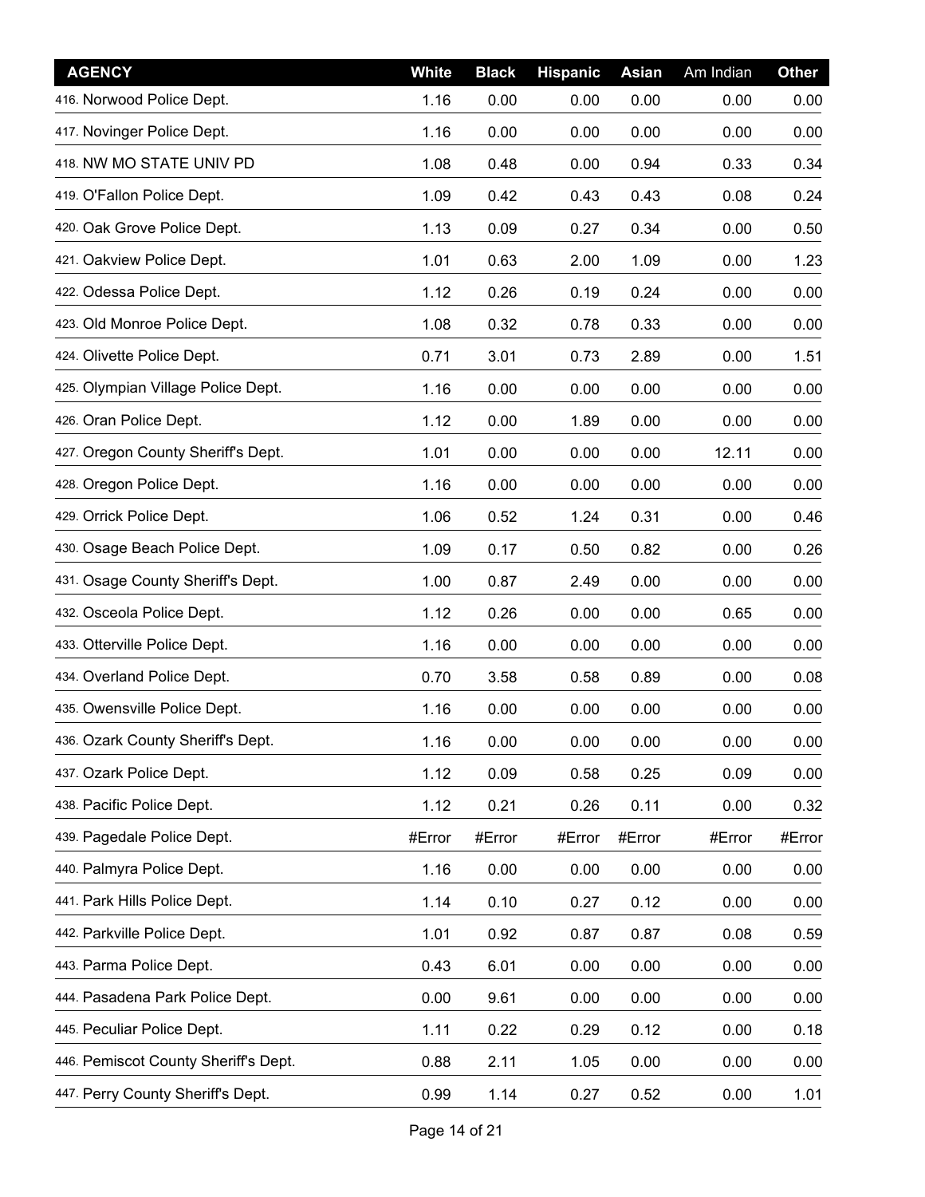| AGENCY | White | Black | Hispanic | Asian | Am Indian | Other |
|---|---|---|---|---|---|---|
| 416. Norwood Police Dept. | 1.16 | 0.00 | 0.00 | 0.00 | 0.00 | 0.00 |
| 417. Novinger Police Dept. | 1.16 | 0.00 | 0.00 | 0.00 | 0.00 | 0.00 |
| 418. NW MO STATE UNIV PD | 1.08 | 0.48 | 0.00 | 0.94 | 0.33 | 0.34 |
| 419. O'Fallon Police Dept. | 1.09 | 0.42 | 0.43 | 0.43 | 0.08 | 0.24 |
| 420. Oak Grove Police Dept. | 1.13 | 0.09 | 0.27 | 0.34 | 0.00 | 0.50 |
| 421. Oakview Police Dept. | 1.01 | 0.63 | 2.00 | 1.09 | 0.00 | 1.23 |
| 422. Odessa Police Dept. | 1.12 | 0.26 | 0.19 | 0.24 | 0.00 | 0.00 |
| 423. Old Monroe Police Dept. | 1.08 | 0.32 | 0.78 | 0.33 | 0.00 | 0.00 |
| 424. Olivette Police Dept. | 0.71 | 3.01 | 0.73 | 2.89 | 0.00 | 1.51 |
| 425. Olympian Village Police Dept. | 1.16 | 0.00 | 0.00 | 0.00 | 0.00 | 0.00 |
| 426. Oran Police Dept. | 1.12 | 0.00 | 1.89 | 0.00 | 0.00 | 0.00 |
| 427. Oregon County Sheriff's Dept. | 1.01 | 0.00 | 0.00 | 0.00 | 12.11 | 0.00 |
| 428. Oregon Police Dept. | 1.16 | 0.00 | 0.00 | 0.00 | 0.00 | 0.00 |
| 429. Orrick Police Dept. | 1.06 | 0.52 | 1.24 | 0.31 | 0.00 | 0.46 |
| 430. Osage Beach Police Dept. | 1.09 | 0.17 | 0.50 | 0.82 | 0.00 | 0.26 |
| 431. Osage County Sheriff's Dept. | 1.00 | 0.87 | 2.49 | 0.00 | 0.00 | 0.00 |
| 432. Osceola Police Dept. | 1.12 | 0.26 | 0.00 | 0.00 | 0.65 | 0.00 |
| 433. Otterville Police Dept. | 1.16 | 0.00 | 0.00 | 0.00 | 0.00 | 0.00 |
| 434. Overland Police Dept. | 0.70 | 3.58 | 0.58 | 0.89 | 0.00 | 0.08 |
| 435. Owensville Police Dept. | 1.16 | 0.00 | 0.00 | 0.00 | 0.00 | 0.00 |
| 436. Ozark County Sheriff's Dept. | 1.16 | 0.00 | 0.00 | 0.00 | 0.00 | 0.00 |
| 437. Ozark Police Dept. | 1.12 | 0.09 | 0.58 | 0.25 | 0.09 | 0.00 |
| 438. Pacific Police Dept. | 1.12 | 0.21 | 0.26 | 0.11 | 0.00 | 0.32 |
| 439. Pagedale Police Dept. | #Error | #Error | #Error | #Error | #Error | #Error |
| 440. Palmyra Police Dept. | 1.16 | 0.00 | 0.00 | 0.00 | 0.00 | 0.00 |
| 441. Park Hills Police Dept. | 1.14 | 0.10 | 0.27 | 0.12 | 0.00 | 0.00 |
| 442. Parkville Police Dept. | 1.01 | 0.92 | 0.87 | 0.87 | 0.08 | 0.59 |
| 443. Parma Police Dept. | 0.43 | 6.01 | 0.00 | 0.00 | 0.00 | 0.00 |
| 444. Pasadena Park Police Dept. | 0.00 | 9.61 | 0.00 | 0.00 | 0.00 | 0.00 |
| 445. Peculiar Police Dept. | 1.11 | 0.22 | 0.29 | 0.12 | 0.00 | 0.18 |
| 446. Pemiscot County Sheriff's Dept. | 0.88 | 2.11 | 1.05 | 0.00 | 0.00 | 0.00 |
| 447. Perry County Sheriff's Dept. | 0.99 | 1.14 | 0.27 | 0.52 | 0.00 | 1.01 |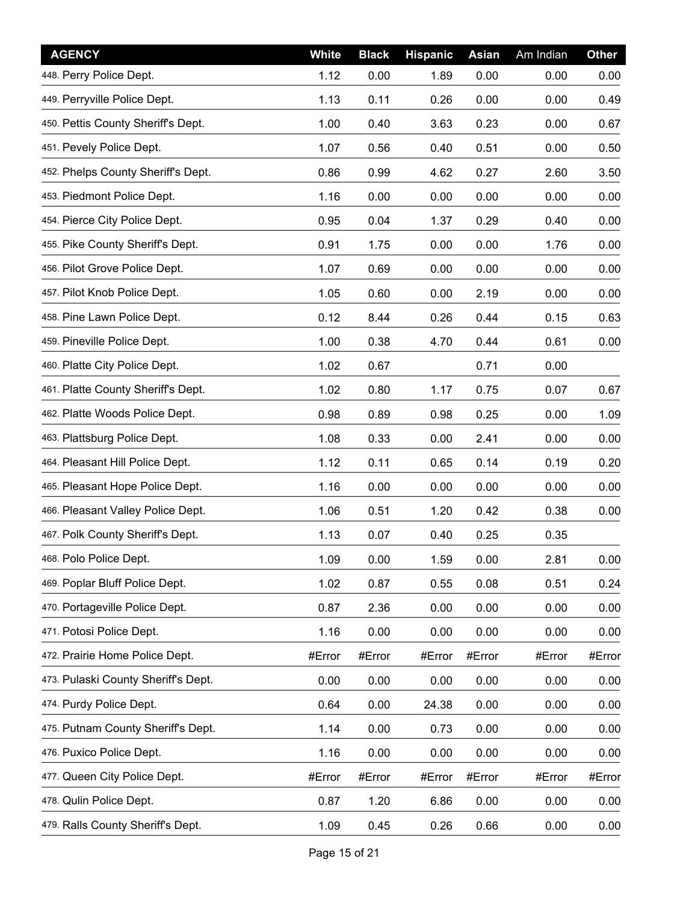| AGENCY | White | Black | Hispanic | Asian | Am Indian | Other |
|---|---|---|---|---|---|---|
| 448. Perry Police Dept. | 1.12 | 0.00 | 1.89 | 0.00 | 0.00 | 0.00 |
| 449. Perryville Police Dept. | 1.13 | 0.11 | 0.26 | 0.00 | 0.00 | 0.49 |
| 450. Pettis County Sheriff's Dept. | 1.00 | 0.40 | 3.63 | 0.23 | 0.00 | 0.67 |
| 451. Pevely Police Dept. | 1.07 | 0.56 | 0.40 | 0.51 | 0.00 | 0.50 |
| 452. Phelps County Sheriff's Dept. | 0.86 | 0.99 | 4.62 | 0.27 | 2.60 | 3.50 |
| 453. Piedmont Police Dept. | 1.16 | 0.00 | 0.00 | 0.00 | 0.00 | 0.00 |
| 454. Pierce City Police Dept. | 0.95 | 0.04 | 1.37 | 0.29 | 0.40 | 0.00 |
| 455. Pike County Sheriff's Dept. | 0.91 | 1.75 | 0.00 | 0.00 | 1.76 | 0.00 |
| 456. Pilot Grove Police Dept. | 1.07 | 0.69 | 0.00 | 0.00 | 0.00 | 0.00 |
| 457. Pilot Knob Police Dept. | 1.05 | 0.60 | 0.00 | 2.19 | 0.00 | 0.00 |
| 458. Pine Lawn Police Dept. | 0.12 | 8.44 | 0.26 | 0.44 | 0.15 | 0.63 |
| 459. Pineville Police Dept. | 1.00 | 0.38 | 4.70 | 0.44 | 0.61 | 0.00 |
| 460. Platte City Police Dept. | 1.02 | 0.67 | | 0.71 | 0.00 | |
| 461. Platte County Sheriff's Dept. | 1.02 | 0.80 | 1.17 | 0.75 | 0.07 | 0.67 |
| 462. Platte Woods Police Dept. | 0.98 | 0.89 | 0.98 | 0.25 | 0.00 | 1.09 |
| 463. Plattsburg Police Dept. | 1.08 | 0.33 | 0.00 | 2.41 | 0.00 | 0.00 |
| 464. Pleasant Hill Police Dept. | 1.12 | 0.11 | 0.65 | 0.14 | 0.19 | 0.20 |
| 465. Pleasant Hope Police Dept. | 1.16 | 0.00 | 0.00 | 0.00 | 0.00 | 0.00 |
| 466. Pleasant Valley Police Dept. | 1.06 | 0.51 | 1.20 | 0.42 | 0.38 | 0.00 |
| 467. Polk County Sheriff's Dept. | 1.13 | 0.07 | 0.40 | 0.25 | 0.35 | |
| 468. Polo Police Dept. | 1.09 | 0.00 | 1.59 | 0.00 | 2.81 | 0.00 |
| 469. Poplar Bluff Police Dept. | 1.02 | 0.87 | 0.55 | 0.08 | 0.51 | 0.24 |
| 470. Portageville Police Dept. | 0.87 | 2.36 | 0.00 | 0.00 | 0.00 | 0.00 |
| 471. Potosi Police Dept. | 1.16 | 0.00 | 0.00 | 0.00 | 0.00 | 0.00 |
| 472. Prairie Home Police Dept. | #Error | #Error | #Error | #Error | #Error | #Error |
| 473. Pulaski County Sheriff's Dept. | 0.00 | 0.00 | 0.00 | 0.00 | 0.00 | 0.00 |
| 474. Purdy Police Dept. | 0.64 | 0.00 | 24.38 | 0.00 | 0.00 | 0.00 |
| 475. Putnam County Sheriff's Dept. | 1.14 | 0.00 | 0.73 | 0.00 | 0.00 | 0.00 |
| 476. Puxico Police Dept. | 1.16 | 0.00 | 0.00 | 0.00 | 0.00 | 0.00 |
| 477. Queen City Police Dept. | #Error | #Error | #Error | #Error | #Error | #Error |
| 478. Qulin Police Dept. | 0.87 | 1.20 | 6.86 | 0.00 | 0.00 | 0.00 |
| 479. Ralls County Sheriff's Dept. | 1.09 | 0.45 | 0.26 | 0.66 | 0.00 | 0.00 |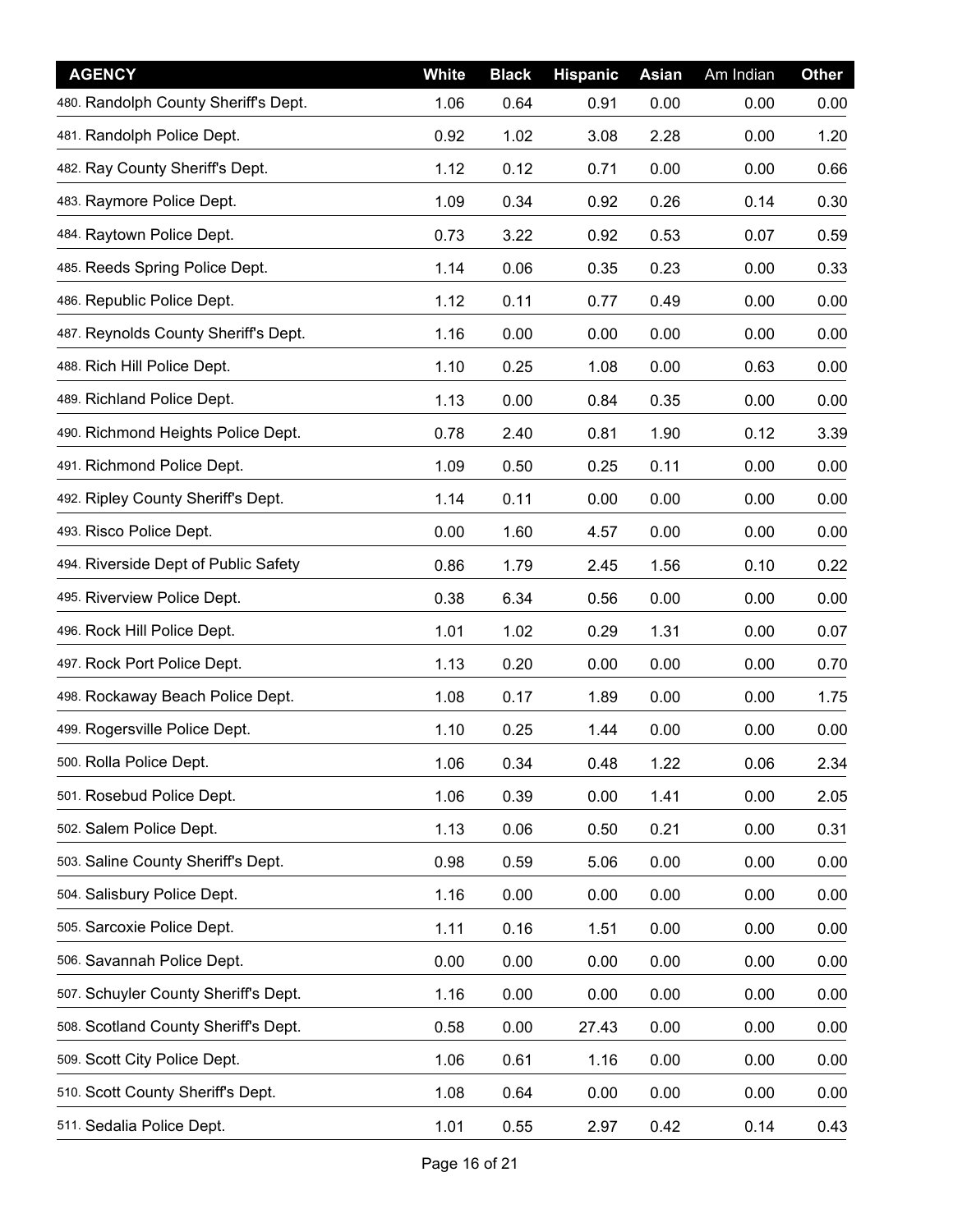| AGENCY | White | Black | Hispanic | Asian | Am Indian | Other |
|---|---|---|---|---|---|---|
| 480. Randolph County Sheriff's Dept. | 1.06 | 0.64 | 0.91 | 0.00 | 0.00 | 0.00 |
| 481. Randolph Police Dept. | 0.92 | 1.02 | 3.08 | 2.28 | 0.00 | 1.20 |
| 482. Ray County Sheriff's Dept. | 1.12 | 0.12 | 0.71 | 0.00 | 0.00 | 0.66 |
| 483. Raymore Police Dept. | 1.09 | 0.34 | 0.92 | 0.26 | 0.14 | 0.30 |
| 484. Raytown Police Dept. | 0.73 | 3.22 | 0.92 | 0.53 | 0.07 | 0.59 |
| 485. Reeds Spring Police Dept. | 1.14 | 0.06 | 0.35 | 0.23 | 0.00 | 0.33 |
| 486. Republic Police Dept. | 1.12 | 0.11 | 0.77 | 0.49 | 0.00 | 0.00 |
| 487. Reynolds County Sheriff's Dept. | 1.16 | 0.00 | 0.00 | 0.00 | 0.00 | 0.00 |
| 488. Rich Hill Police Dept. | 1.10 | 0.25 | 1.08 | 0.00 | 0.63 | 0.00 |
| 489. Richland Police Dept. | 1.13 | 0.00 | 0.84 | 0.35 | 0.00 | 0.00 |
| 490. Richmond Heights Police Dept. | 0.78 | 2.40 | 0.81 | 1.90 | 0.12 | 3.39 |
| 491. Richmond Police Dept. | 1.09 | 0.50 | 0.25 | 0.11 | 0.00 | 0.00 |
| 492. Ripley County Sheriff's Dept. | 1.14 | 0.11 | 0.00 | 0.00 | 0.00 | 0.00 |
| 493. Risco Police Dept. | 0.00 | 1.60 | 4.57 | 0.00 | 0.00 | 0.00 |
| 494. Riverside Dept of Public Safety | 0.86 | 1.79 | 2.45 | 1.56 | 0.10 | 0.22 |
| 495. Riverview Police Dept. | 0.38 | 6.34 | 0.56 | 0.00 | 0.00 | 0.00 |
| 496. Rock Hill Police Dept. | 1.01 | 1.02 | 0.29 | 1.31 | 0.00 | 0.07 |
| 497. Rock Port Police Dept. | 1.13 | 0.20 | 0.00 | 0.00 | 0.00 | 0.70 |
| 498. Rockaway Beach Police Dept. | 1.08 | 0.17 | 1.89 | 0.00 | 0.00 | 1.75 |
| 499. Rogersville Police Dept. | 1.10 | 0.25 | 1.44 | 0.00 | 0.00 | 0.00 |
| 500. Rolla Police Dept. | 1.06 | 0.34 | 0.48 | 1.22 | 0.06 | 2.34 |
| 501. Rosebud Police Dept. | 1.06 | 0.39 | 0.00 | 1.41 | 0.00 | 2.05 |
| 502. Salem Police Dept. | 1.13 | 0.06 | 0.50 | 0.21 | 0.00 | 0.31 |
| 503. Saline County Sheriff's Dept. | 0.98 | 0.59 | 5.06 | 0.00 | 0.00 | 0.00 |
| 504. Salisbury Police Dept. | 1.16 | 0.00 | 0.00 | 0.00 | 0.00 | 0.00 |
| 505. Sarcoxie Police Dept. | 1.11 | 0.16 | 1.51 | 0.00 | 0.00 | 0.00 |
| 506. Savannah Police Dept. | 0.00 | 0.00 | 0.00 | 0.00 | 0.00 | 0.00 |
| 507. Schuyler County Sheriff's Dept. | 1.16 | 0.00 | 0.00 | 0.00 | 0.00 | 0.00 |
| 508. Scotland County Sheriff's Dept. | 0.58 | 0.00 | 27.43 | 0.00 | 0.00 | 0.00 |
| 509. Scott City Police Dept. | 1.06 | 0.61 | 1.16 | 0.00 | 0.00 | 0.00 |
| 510. Scott County Sheriff's Dept. | 1.08 | 0.64 | 0.00 | 0.00 | 0.00 | 0.00 |
| 511. Sedalia Police Dept. | 1.01 | 0.55 | 2.97 | 0.42 | 0.14 | 0.43 |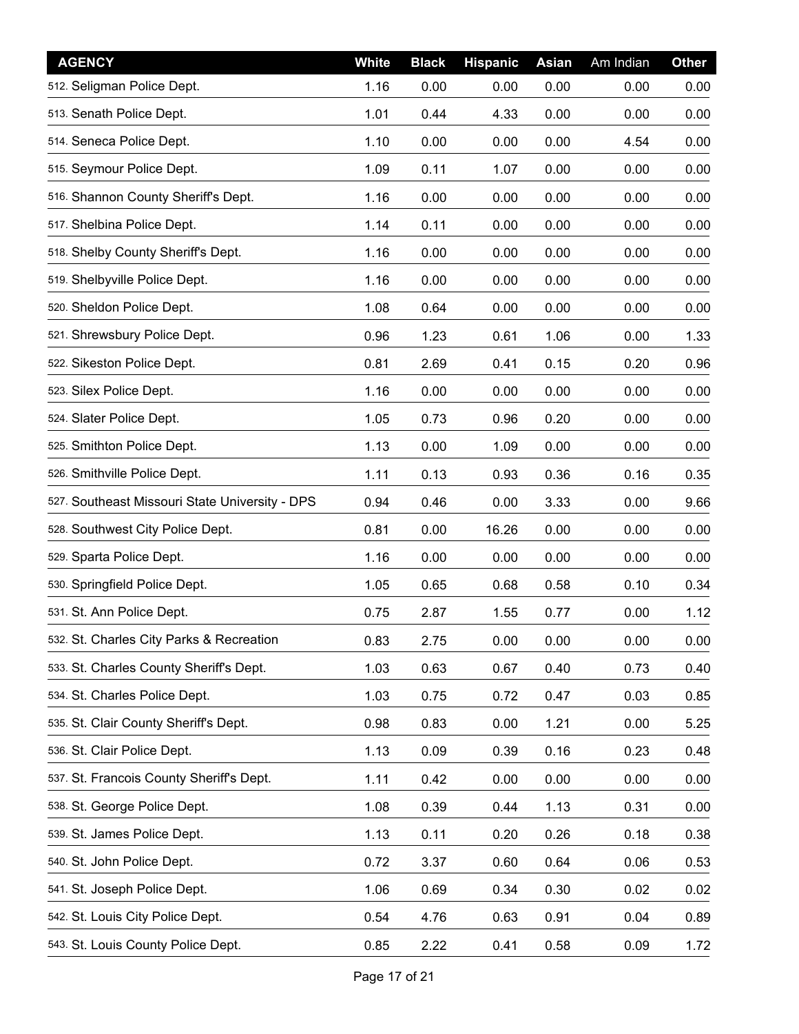| AGENCY | White | Black | Hispanic | Asian | Am Indian | Other |
|---|---|---|---|---|---|---|
| 512. Seligman Police Dept. | 1.16 | 0.00 | 0.00 | 0.00 | 0.00 | 0.00 |
| 513. Senath Police Dept. | 1.01 | 0.44 | 4.33 | 0.00 | 0.00 | 0.00 |
| 514. Seneca Police Dept. | 1.10 | 0.00 | 0.00 | 0.00 | 4.54 | 0.00 |
| 515. Seymour Police Dept. | 1.09 | 0.11 | 1.07 | 0.00 | 0.00 | 0.00 |
| 516. Shannon County Sheriff's Dept. | 1.16 | 0.00 | 0.00 | 0.00 | 0.00 | 0.00 |
| 517. Shelbina Police Dept. | 1.14 | 0.11 | 0.00 | 0.00 | 0.00 | 0.00 |
| 518. Shelby County Sheriff's Dept. | 1.16 | 0.00 | 0.00 | 0.00 | 0.00 | 0.00 |
| 519. Shelbyville Police Dept. | 1.16 | 0.00 | 0.00 | 0.00 | 0.00 | 0.00 |
| 520. Sheldon Police Dept. | 1.08 | 0.64 | 0.00 | 0.00 | 0.00 | 0.00 |
| 521. Shrewsbury Police Dept. | 0.96 | 1.23 | 0.61 | 1.06 | 0.00 | 1.33 |
| 522. Sikeston Police Dept. | 0.81 | 2.69 | 0.41 | 0.15 | 0.20 | 0.96 |
| 523. Silex Police Dept. | 1.16 | 0.00 | 0.00 | 0.00 | 0.00 | 0.00 |
| 524. Slater Police Dept. | 1.05 | 0.73 | 0.96 | 0.20 | 0.00 | 0.00 |
| 525. Smithton Police Dept. | 1.13 | 0.00 | 1.09 | 0.00 | 0.00 | 0.00 |
| 526. Smithville Police Dept. | 1.11 | 0.13 | 0.93 | 0.36 | 0.16 | 0.35 |
| 527. Southeast Missouri State University - DPS | 0.94 | 0.46 | 0.00 | 3.33 | 0.00 | 9.66 |
| 528. Southwest City Police Dept. | 0.81 | 0.00 | 16.26 | 0.00 | 0.00 | 0.00 |
| 529. Sparta Police Dept. | 1.16 | 0.00 | 0.00 | 0.00 | 0.00 | 0.00 |
| 530. Springfield Police Dept. | 1.05 | 0.65 | 0.68 | 0.58 | 0.10 | 0.34 |
| 531. St. Ann Police Dept. | 0.75 | 2.87 | 1.55 | 0.77 | 0.00 | 1.12 |
| 532. St. Charles City Parks & Recreation | 0.83 | 2.75 | 0.00 | 0.00 | 0.00 | 0.00 |
| 533. St. Charles County Sheriff's Dept. | 1.03 | 0.63 | 0.67 | 0.40 | 0.73 | 0.40 |
| 534. St. Charles Police Dept. | 1.03 | 0.75 | 0.72 | 0.47 | 0.03 | 0.85 |
| 535. St. Clair County Sheriff's Dept. | 0.98 | 0.83 | 0.00 | 1.21 | 0.00 | 5.25 |
| 536. St. Clair Police Dept. | 1.13 | 0.09 | 0.39 | 0.16 | 0.23 | 0.48 |
| 537. St. Francois County Sheriff's Dept. | 1.11 | 0.42 | 0.00 | 0.00 | 0.00 | 0.00 |
| 538. St. George Police Dept. | 1.08 | 0.39 | 0.44 | 1.13 | 0.31 | 0.00 |
| 539. St. James Police Dept. | 1.13 | 0.11 | 0.20 | 0.26 | 0.18 | 0.38 |
| 540. St. John Police Dept. | 0.72 | 3.37 | 0.60 | 0.64 | 0.06 | 0.53 |
| 541. St. Joseph Police Dept. | 1.06 | 0.69 | 0.34 | 0.30 | 0.02 | 0.02 |
| 542. St. Louis City Police Dept. | 0.54 | 4.76 | 0.63 | 0.91 | 0.04 | 0.89 |
| 543. St. Louis County Police Dept. | 0.85 | 2.22 | 0.41 | 0.58 | 0.09 | 1.72 |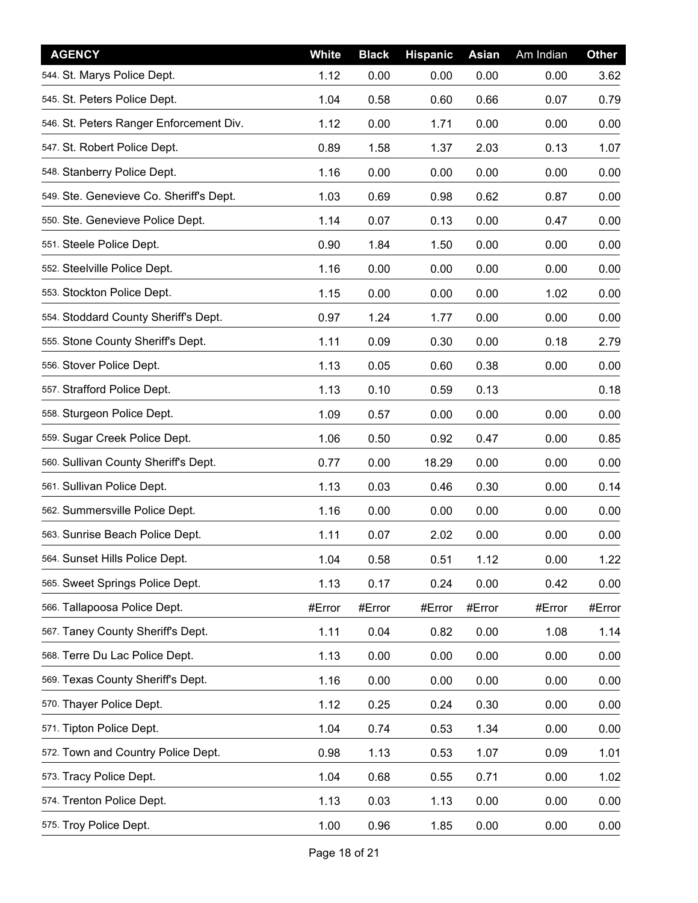| AGENCY | White | Black | Hispanic | Asian | Am Indian | Other |
|---|---|---|---|---|---|---|
| 544. St. Marys Police Dept. | 1.12 | 0.00 | 0.00 | 0.00 | 0.00 | 3.62 |
| 545. St. Peters Police Dept. | 1.04 | 0.58 | 0.60 | 0.66 | 0.07 | 0.79 |
| 546. St. Peters Ranger Enforcement Div. | 1.12 | 0.00 | 1.71 | 0.00 | 0.00 | 0.00 |
| 547. St. Robert Police Dept. | 0.89 | 1.58 | 1.37 | 2.03 | 0.13 | 1.07 |
| 548. Stanberry Police Dept. | 1.16 | 0.00 | 0.00 | 0.00 | 0.00 | 0.00 |
| 549. Ste. Genevieve Co. Sheriff's Dept. | 1.03 | 0.69 | 0.98 | 0.62 | 0.87 | 0.00 |
| 550. Ste. Genevieve Police Dept. | 1.14 | 0.07 | 0.13 | 0.00 | 0.47 | 0.00 |
| 551. Steele Police Dept. | 0.90 | 1.84 | 1.50 | 0.00 | 0.00 | 0.00 |
| 552. Steelville Police Dept. | 1.16 | 0.00 | 0.00 | 0.00 | 0.00 | 0.00 |
| 553. Stockton Police Dept. | 1.15 | 0.00 | 0.00 | 0.00 | 1.02 | 0.00 |
| 554. Stoddard County Sheriff's Dept. | 0.97 | 1.24 | 1.77 | 0.00 | 0.00 | 0.00 |
| 555. Stone County Sheriff's Dept. | 1.11 | 0.09 | 0.30 | 0.00 | 0.18 | 2.79 |
| 556. Stover Police Dept. | 1.13 | 0.05 | 0.60 | 0.38 | 0.00 | 0.00 |
| 557. Strafford Police Dept. | 1.13 | 0.10 | 0.59 | 0.13 | | 0.18 |
| 558. Sturgeon Police Dept. | 1.09 | 0.57 | 0.00 | 0.00 | 0.00 | 0.00 |
| 559. Sugar Creek Police Dept. | 1.06 | 0.50 | 0.92 | 0.47 | 0.00 | 0.85 |
| 560. Sullivan County Sheriff's Dept. | 0.77 | 0.00 | 18.29 | 0.00 | 0.00 | 0.00 |
| 561. Sullivan Police Dept. | 1.13 | 0.03 | 0.46 | 0.30 | 0.00 | 0.14 |
| 562. Summersville Police Dept. | 1.16 | 0.00 | 0.00 | 0.00 | 0.00 | 0.00 |
| 563. Sunrise Beach Police Dept. | 1.11 | 0.07 | 2.02 | 0.00 | 0.00 | 0.00 |
| 564. Sunset Hills Police Dept. | 1.04 | 0.58 | 0.51 | 1.12 | 0.00 | 1.22 |
| 565. Sweet Springs Police Dept. | 1.13 | 0.17 | 0.24 | 0.00 | 0.42 | 0.00 |
| 566. Tallapoosa Police Dept. | #Error | #Error | #Error | #Error | #Error | #Error |
| 567. Taney County Sheriff's Dept. | 1.11 | 0.04 | 0.82 | 0.00 | 1.08 | 1.14 |
| 568. Terre Du Lac Police Dept. | 1.13 | 0.00 | 0.00 | 0.00 | 0.00 | 0.00 |
| 569. Texas County Sheriff's Dept. | 1.16 | 0.00 | 0.00 | 0.00 | 0.00 | 0.00 |
| 570. Thayer Police Dept. | 1.12 | 0.25 | 0.24 | 0.30 | 0.00 | 0.00 |
| 571. Tipton Police Dept. | 1.04 | 0.74 | 0.53 | 1.34 | 0.00 | 0.00 |
| 572. Town and Country Police Dept. | 0.98 | 1.13 | 0.53 | 1.07 | 0.09 | 1.01 |
| 573. Tracy Police Dept. | 1.04 | 0.68 | 0.55 | 0.71 | 0.00 | 1.02 |
| 574. Trenton Police Dept. | 1.13 | 0.03 | 1.13 | 0.00 | 0.00 | 0.00 |
| 575. Troy Police Dept. | 1.00 | 0.96 | 1.85 | 0.00 | 0.00 | 0.00 |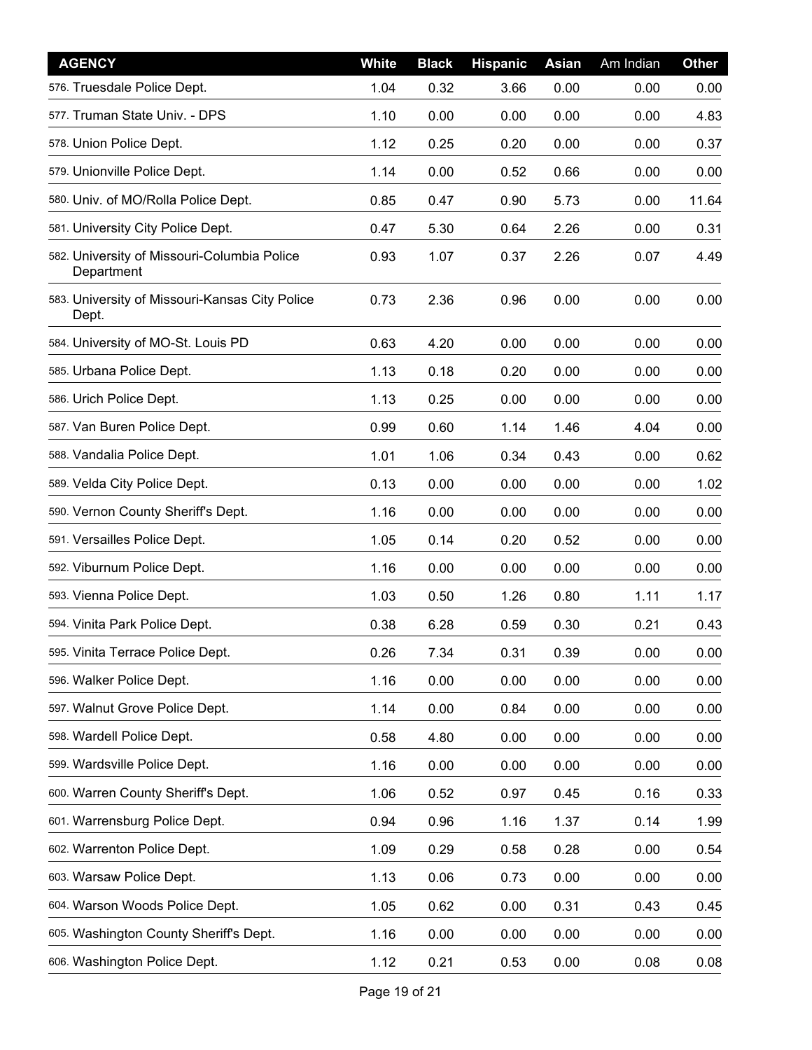| AGENCY | White | Black | Hispanic | Asian | Am Indian | Other |
| --- | --- | --- | --- | --- | --- | --- |
| 576. Truesdale Police Dept. | 1.04 | 0.32 | 3.66 | 0.00 | 0.00 | 0.00 |
| 577. Truman State Univ. - DPS | 1.10 | 0.00 | 0.00 | 0.00 | 0.00 | 4.83 |
| 578. Union Police Dept. | 1.12 | 0.25 | 0.20 | 0.00 | 0.00 | 0.37 |
| 579. Unionville Police Dept. | 1.14 | 0.00 | 0.52 | 0.66 | 0.00 | 0.00 |
| 580. Univ. of MO/Rolla Police Dept. | 0.85 | 0.47 | 0.90 | 5.73 | 0.00 | 11.64 |
| 581. University City Police Dept. | 0.47 | 5.30 | 0.64 | 2.26 | 0.00 | 0.31 |
| 582. University of Missouri-Columbia Police Department | 0.93 | 1.07 | 0.37 | 2.26 | 0.07 | 4.49 |
| 583. University of Missouri-Kansas City Police Dept. | 0.73 | 2.36 | 0.96 | 0.00 | 0.00 | 0.00 |
| 584. University of MO-St. Louis PD | 0.63 | 4.20 | 0.00 | 0.00 | 0.00 | 0.00 |
| 585. Urbana Police Dept. | 1.13 | 0.18 | 0.20 | 0.00 | 0.00 | 0.00 |
| 586. Urich Police Dept. | 1.13 | 0.25 | 0.00 | 0.00 | 0.00 | 0.00 |
| 587. Van Buren Police Dept. | 0.99 | 0.60 | 1.14 | 1.46 | 4.04 | 0.00 |
| 588. Vandalia Police Dept. | 1.01 | 1.06 | 0.34 | 0.43 | 0.00 | 0.62 |
| 589. Velda City Police Dept. | 0.13 | 0.00 | 0.00 | 0.00 | 0.00 | 1.02 |
| 590. Vernon County Sheriff's Dept. | 1.16 | 0.00 | 0.00 | 0.00 | 0.00 | 0.00 |
| 591. Versailles Police Dept. | 1.05 | 0.14 | 0.20 | 0.52 | 0.00 | 0.00 |
| 592. Viburnum Police Dept. | 1.16 | 0.00 | 0.00 | 0.00 | 0.00 | 0.00 |
| 593. Vienna Police Dept. | 1.03 | 0.50 | 1.26 | 0.80 | 1.11 | 1.17 |
| 594. Vinita Park Police Dept. | 0.38 | 6.28 | 0.59 | 0.30 | 0.21 | 0.43 |
| 595. Vinita Terrace Police Dept. | 0.26 | 7.34 | 0.31 | 0.39 | 0.00 | 0.00 |
| 596. Walker Police Dept. | 1.16 | 0.00 | 0.00 | 0.00 | 0.00 | 0.00 |
| 597. Walnut Grove Police Dept. | 1.14 | 0.00 | 0.84 | 0.00 | 0.00 | 0.00 |
| 598. Wardell Police Dept. | 0.58 | 4.80 | 0.00 | 0.00 | 0.00 | 0.00 |
| 599. Wardsville Police Dept. | 1.16 | 0.00 | 0.00 | 0.00 | 0.00 | 0.00 |
| 600. Warren County Sheriff's Dept. | 1.06 | 0.52 | 0.97 | 0.45 | 0.16 | 0.33 |
| 601. Warrensburg Police Dept. | 0.94 | 0.96 | 1.16 | 1.37 | 0.14 | 1.99 |
| 602. Warrenton Police Dept. | 1.09 | 0.29 | 0.58 | 0.28 | 0.00 | 0.54 |
| 603. Warsaw Police Dept. | 1.13 | 0.06 | 0.73 | 0.00 | 0.00 | 0.00 |
| 604. Warson Woods Police Dept. | 1.05 | 0.62 | 0.00 | 0.31 | 0.43 | 0.45 |
| 605. Washington County Sheriff's Dept. | 1.16 | 0.00 | 0.00 | 0.00 | 0.00 | 0.00 |
| 606. Washington Police Dept. | 1.12 | 0.21 | 0.53 | 0.00 | 0.08 | 0.08 |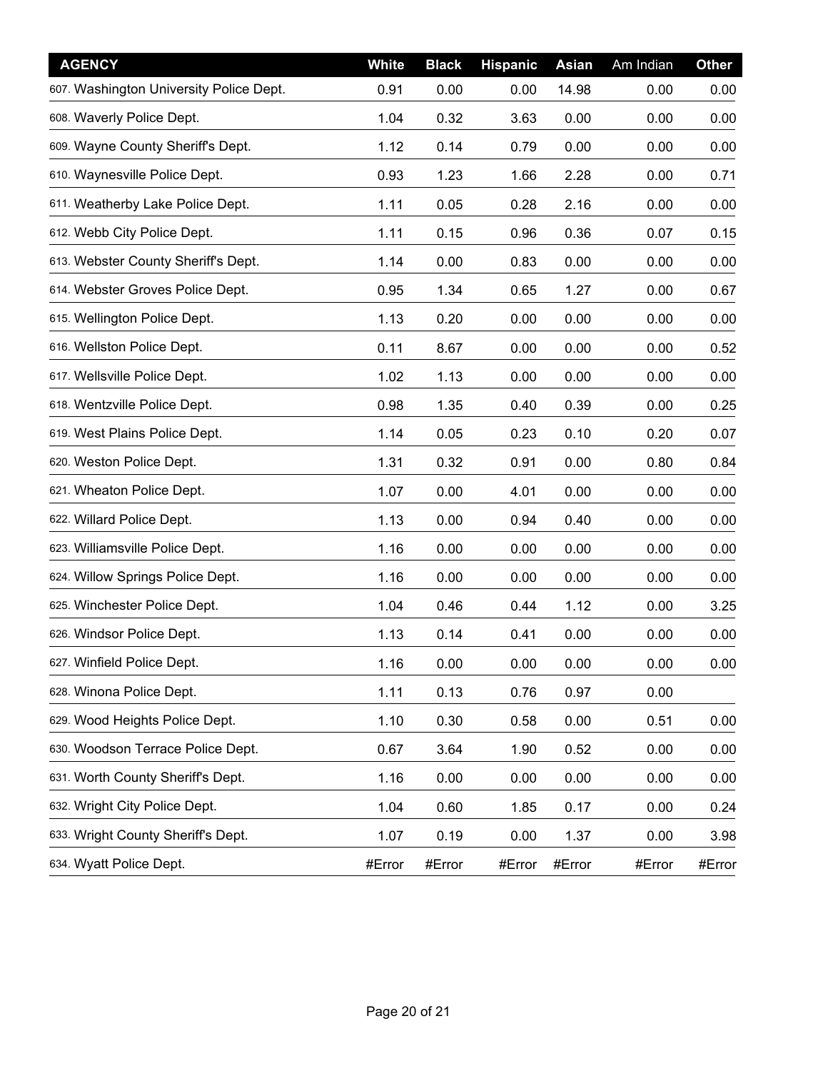| AGENCY | White | Black | Hispanic | Asian | Am Indian | Other |
|---|---|---|---|---|---|---|
| 607. Washington University Police Dept. | 0.91 | 0.00 | 0.00 | 14.98 | 0.00 | 0.00 |
| 608. Waverly Police Dept. | 1.04 | 0.32 | 3.63 | 0.00 | 0.00 | 0.00 |
| 609. Wayne County Sheriff's Dept. | 1.12 | 0.14 | 0.79 | 0.00 | 0.00 | 0.00 |
| 610. Waynesville Police Dept. | 0.93 | 1.23 | 1.66 | 2.28 | 0.00 | 0.71 |
| 611. Weatherby Lake Police Dept. | 1.11 | 0.05 | 0.28 | 2.16 | 0.00 | 0.00 |
| 612. Webb City Police Dept. | 1.11 | 0.15 | 0.96 | 0.36 | 0.07 | 0.15 |
| 613. Webster County Sheriff's Dept. | 1.14 | 0.00 | 0.83 | 0.00 | 0.00 | 0.00 |
| 614. Webster Groves Police Dept. | 0.95 | 1.34 | 0.65 | 1.27 | 0.00 | 0.67 |
| 615. Wellington Police Dept. | 1.13 | 0.20 | 0.00 | 0.00 | 0.00 | 0.00 |
| 616. Wellston Police Dept. | 0.11 | 8.67 | 0.00 | 0.00 | 0.00 | 0.52 |
| 617. Wellsville Police Dept. | 1.02 | 1.13 | 0.00 | 0.00 | 0.00 | 0.00 |
| 618. Wentzville Police Dept. | 0.98 | 1.35 | 0.40 | 0.39 | 0.00 | 0.25 |
| 619. West Plains Police Dept. | 1.14 | 0.05 | 0.23 | 0.10 | 0.20 | 0.07 |
| 620. Weston Police Dept. | 1.31 | 0.32 | 0.91 | 0.00 | 0.80 | 0.84 |
| 621. Wheaton Police Dept. | 1.07 | 0.00 | 4.01 | 0.00 | 0.00 | 0.00 |
| 622. Willard Police Dept. | 1.13 | 0.00 | 0.94 | 0.40 | 0.00 | 0.00 |
| 623. Williamsville Police Dept. | 1.16 | 0.00 | 0.00 | 0.00 | 0.00 | 0.00 |
| 624. Willow Springs Police Dept. | 1.16 | 0.00 | 0.00 | 0.00 | 0.00 | 0.00 |
| 625. Winchester Police Dept. | 1.04 | 0.46 | 0.44 | 1.12 | 0.00 | 3.25 |
| 626. Windsor Police Dept. | 1.13 | 0.14 | 0.41 | 0.00 | 0.00 | 0.00 |
| 627. Winfield Police Dept. | 1.16 | 0.00 | 0.00 | 0.00 | 0.00 | 0.00 |
| 628. Winona Police Dept. | 1.11 | 0.13 | 0.76 | 0.97 | 0.00 | |
| 629. Wood Heights Police Dept. | 1.10 | 0.30 | 0.58 | 0.00 | 0.51 | 0.00 |
| 630. Woodson Terrace Police Dept. | 0.67 | 3.64 | 1.90 | 0.52 | 0.00 | 0.00 |
| 631. Worth County Sheriff's Dept. | 1.16 | 0.00 | 0.00 | 0.00 | 0.00 | 0.00 |
| 632. Wright City Police Dept. | 1.04 | 0.60 | 1.85 | 0.17 | 0.00 | 0.24 |
| 633. Wright County Sheriff's Dept. | 1.07 | 0.19 | 0.00 | 1.37 | 0.00 | 3.98 |
| 634. Wyatt Police Dept. | #Error | #Error | #Error | #Error | #Error | #Error |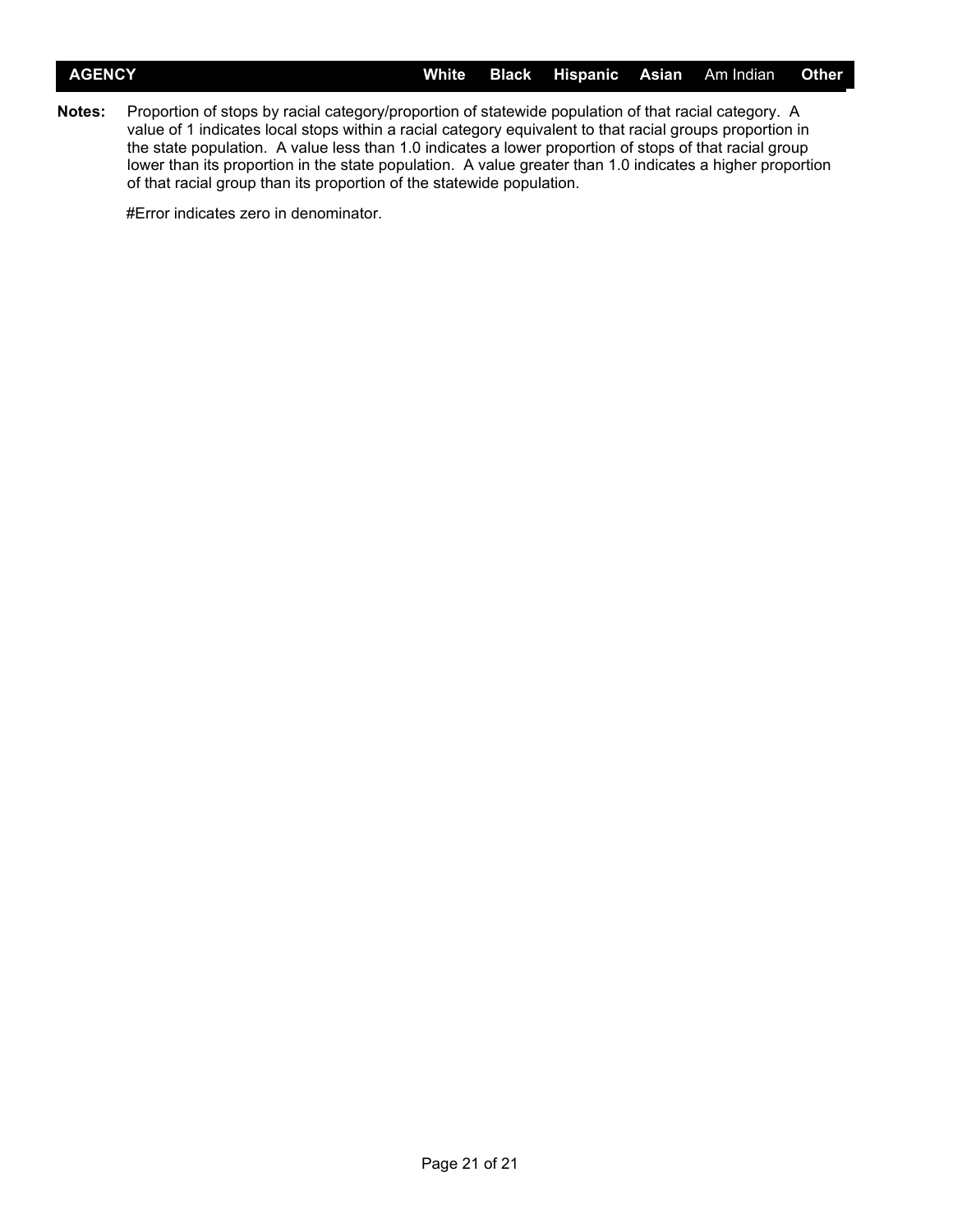| AGENCY | White | Black | Hispanic | Asian | Am Indian | Other |
|---|---|---|---|---|---|---|

**Notes:** Proportion of stops by racial category/proportion of statewide population of that racial category. A value of 1 indicates local stops within a racial category equivalent to that racial groups proportion in the state population. A value less than 1.0 indicates a lower proportion of stops of that racial group lower than its proportion in the state population. A value greater than 1.0 indicates a higher proportion of that racial group than its proportion of the statewide population.

#Error indicates zero in denominator.